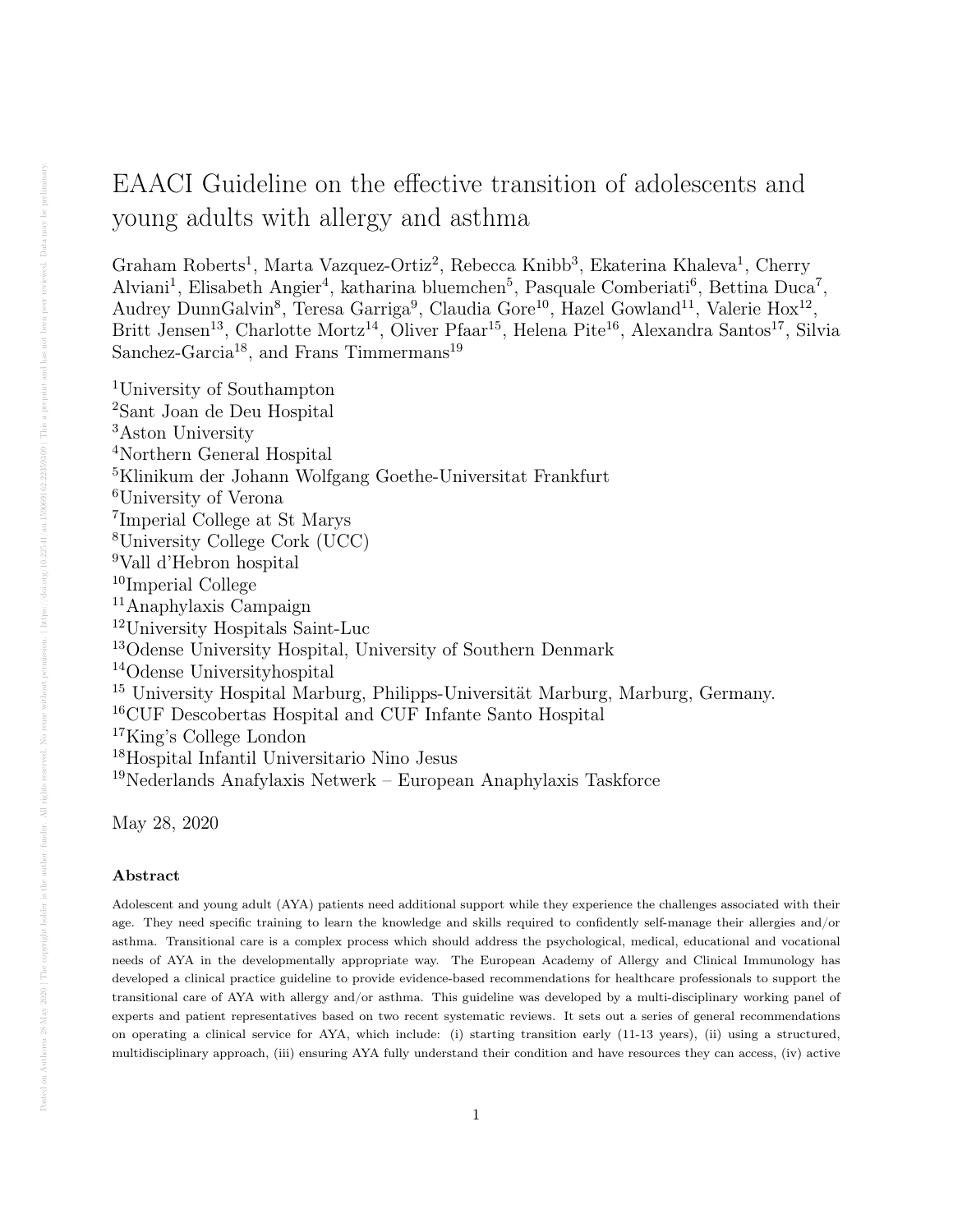# EAACI Guideline on the effective transition of adolescents and young adults with allergy and asthma

Graham Roberts[1], Marta Vazquez-Ortiz[2], Rebecca Knibb[3], Ekaterina Khaleva[1], Cherry Alviani[1], Elisabeth Angier[4], katharina bluemchen[5], Pasquale Comberiati[6], Bettina Duca[7], Audrey DunnGalvin[8], Teresa Garriga[9], Claudia Gore[10], Hazel Gowland[11], Valerie Hox[12], Britt Jensen[13], Charlotte Mortz[14], Oliver Pfaar[15], Helena Pite[16], Alexandra Santos[17], Silvia Sanchez-Garcia[18], and Frans Timmermans[19]

[1]University of Southampton
[2]Sant Joan de Deu Hospital
[3]Aston University
[4]Northern General Hospital
[5]Klinikum der Johann Wolfgang Goethe-Universitat Frankfurt
[6]University of Verona
[7]Imperial College at St Marys
[8]University College Cork (UCC)
[9]Vall d'Hebron hospital
[10]Imperial College
[11]Anaphylaxis Campaign
[12]University Hospitals Saint-Luc
[13]Odense University Hospital, University of Southern Denmark
[14]Odense Universityhospital
[15] University Hospital Marburg, Philipps-Universität Marburg, Marburg, Germany.
[16]CUF Descobertas Hospital and CUF Infante Santo Hospital
[17]King's College London
[18]Hospital Infantil Universitario Nino Jesus
[19]Nederlands Anafylaxis Netwerk – European Anaphylaxis Taskforce

May 28, 2020

### Abstract

Adolescent and young adult (AYA) patients need additional support while they experience the challenges associated with their age. They need specific training to learn the knowledge and skills required to confidently self-manage their allergies and/or asthma. Transitional care is a complex process which should address the psychological, medical, educational and vocational needs of AYA in the developmentally appropriate way. The European Academy of Allergy and Clinical Immunology has developed a clinical practice guideline to provide evidence-based recommendations for healthcare professionals to support the transitional care of AYA with allergy and/or asthma. This guideline was developed by a multi-disciplinary working panel of experts and patient representatives based on two recent systematic reviews. It sets out a series of general recommendations on operating a clinical service for AYA, which include: (i) starting transition early (11-13 years), (ii) using a structured, multidisciplinary approach, (iii) ensuring AYA fully understand their condition and have resources they can access, (iv) active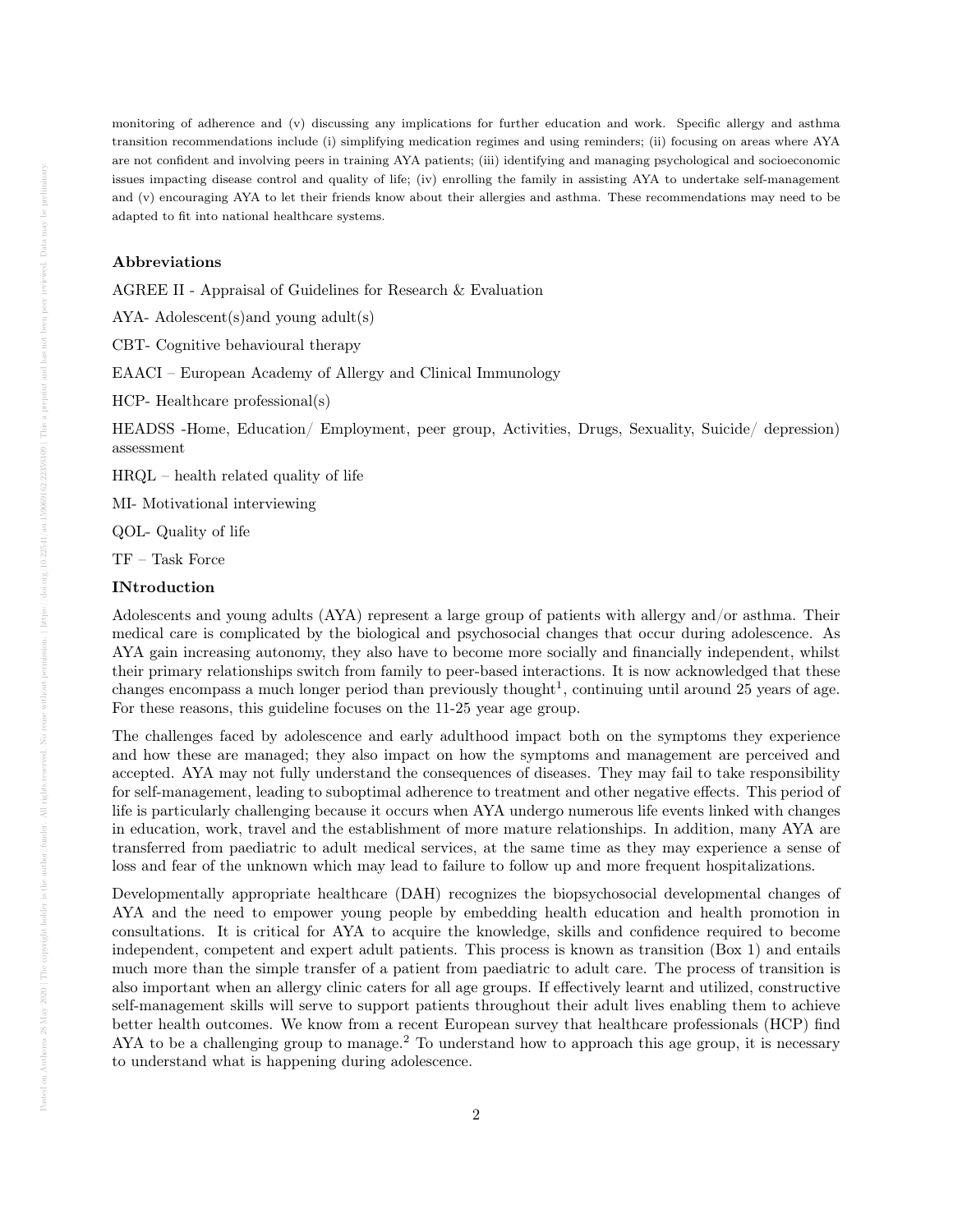monitoring of adherence and (v) discussing any implications for further education and work. Specific allergy and asthma transition recommendations include (i) simplifying medication regimes and using reminders; (ii) focusing on areas where AYA are not confident and involving peers in training AYA patients; (iii) identifying and managing psychological and socioeconomic issues impacting disease control and quality of life; (iv) enrolling the family in assisting AYA to undertake self-management and (v) encouraging AYA to let their friends know about their allergies and asthma. These recommendations may need to be adapted to fit into national healthcare systems.

### Abbreviations

AGREE II - Appraisal of Guidelines for Research & Evaluation

AYA- Adolescent(s)and young adult(s)

CBT- Cognitive behavioural therapy

EAACI – European Academy of Allergy and Clinical Immunology

HCP- Healthcare professional(s)

HEADSS -Home, Education/ Employment, peer group, Activities, Drugs, Sexuality, Suicide/ depression) assessment

HRQL – health related quality of life

MI- Motivational interviewing

QOL- Quality of life

TF – Task Force

### INtroduction

Adolescents and young adults (AYA) represent a large group of patients with allergy and/or asthma. Their medical care is complicated by the biological and psychosocial changes that occur during adolescence. As AYA gain increasing autonomy, they also have to become more socially and financially independent, whilst their primary relationships switch from family to peer-based interactions. It is now acknowledged that these changes encompass a much longer period than previously thought[1], continuing until around 25 years of age. For these reasons, this guideline focuses on the 11-25 year age group.

The challenges faced by adolescence and early adulthood impact both on the symptoms they experience and how these are managed; they also impact on how the symptoms and management are perceived and accepted. AYA may not fully understand the consequences of diseases. They may fail to take responsibility for self-management, leading to suboptimal adherence to treatment and other negative effects. This period of life is particularly challenging because it occurs when AYA undergo numerous life events linked with changes in education, work, travel and the establishment of more mature relationships. In addition, many AYA are transferred from paediatric to adult medical services, at the same time as they may experience a sense of loss and fear of the unknown which may lead to failure to follow up and more frequent hospitalizations.

Developmentally appropriate healthcare (DAH) recognizes the biopsychosocial developmental changes of AYA and the need to empower young people by embedding health education and health promotion in consultations. It is critical for AYA to acquire the knowledge, skills and confidence required to become independent, competent and expert adult patients. This process is known as transition (Box 1) and entails much more than the simple transfer of a patient from paediatric to adult care. The process of transition is also important when an allergy clinic caters for all age groups. If effectively learnt and utilized, constructive self-management skills will serve to support patients throughout their adult lives enabling them to achieve better health outcomes. We know from a recent European survey that healthcare professionals (HCP) find AYA to be a challenging group to manage.[2] To understand how to approach this age group, it is necessary to understand what is happening during adolescence.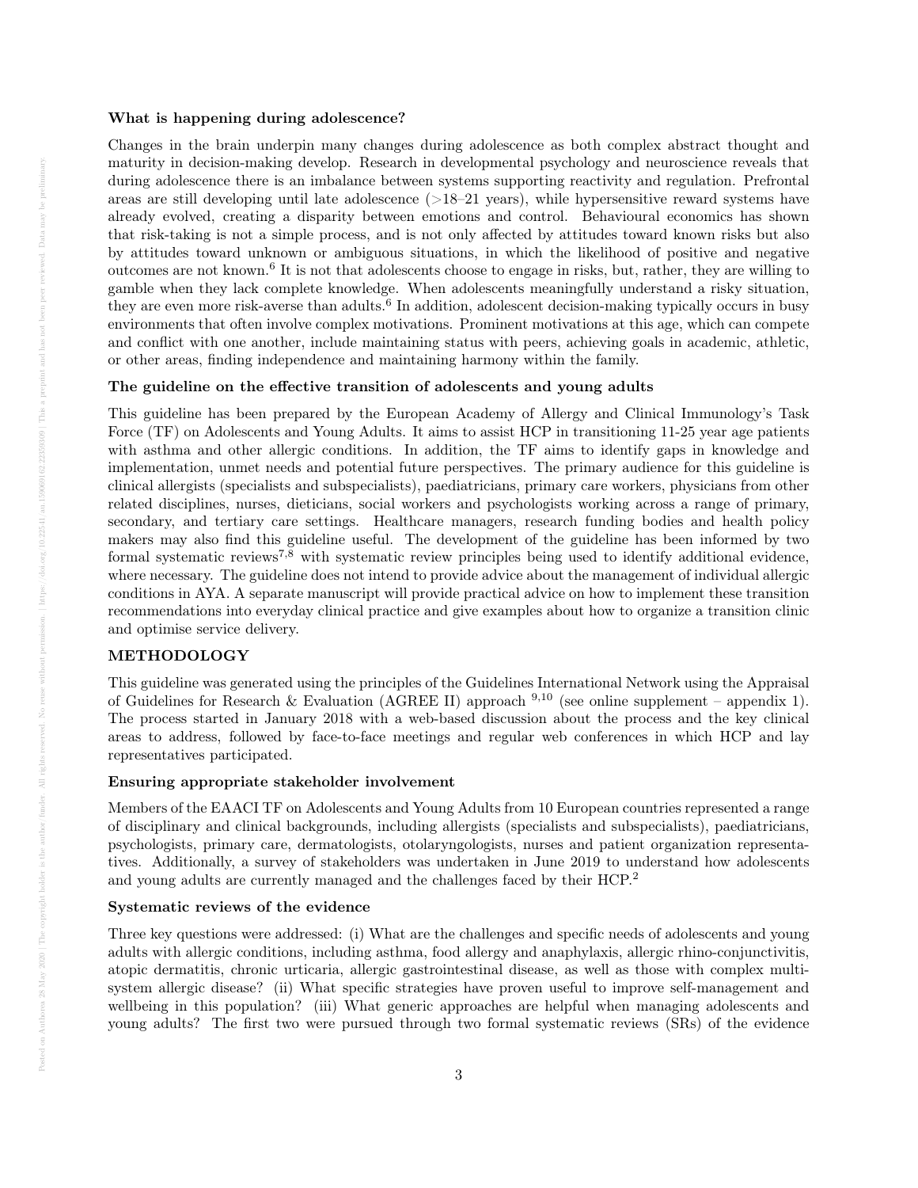**What is happening during adolescence?**

Changes in the brain underpin many changes during adolescence as both complex abstract thought and maturity in decision-making develop. Research in developmental psychology and neuroscience reveals that during adolescence there is an imbalance between systems supporting reactivity and regulation. Prefrontal areas are still developing until late adolescence (>18–21 years), while hypersensitive reward systems have already evolved, creating a disparity between emotions and control. Behavioural economics has shown that risk-taking is not a simple process, and is not only affected by attitudes toward known risks but also by attitudes toward unknown or ambiguous situations, in which the likelihood of positive and negative outcomes are not known.[6] It is not that adolescents choose to engage in risks, but, rather, they are willing to gamble when they lack complete knowledge. When adolescents meaningfully understand a risky situation, they are even more risk-averse than adults.[6] In addition, adolescent decision-making typically occurs in busy environments that often involve complex motivations. Prominent motivations at this age, which can compete and conflict with one another, include maintaining status with peers, achieving goals in academic, athletic, or other areas, finding independence and maintaining harmony within the family.

**The guideline on the effective transition of adolescents and young adults**

This guideline has been prepared by the European Academy of Allergy and Clinical Immunology's Task Force (TF) on Adolescents and Young Adults. It aims to assist HCP in transitioning 11-25 year age patients with asthma and other allergic conditions. In addition, the TF aims to identify gaps in knowledge and implementation, unmet needs and potential future perspectives. The primary audience for this guideline is clinical allergists (specialists and subspecialists), paediatricians, primary care workers, physicians from other related disciplines, nurses, dieticians, social workers and psychologists working across a range of primary, secondary, and tertiary care settings. Healthcare managers, research funding bodies and health policy makers may also find this guideline useful. The development of the guideline has been informed by two formal systematic reviews[7,8] with systematic review principles being used to identify additional evidence, where necessary. The guideline does not intend to provide advice about the management of individual allergic conditions in AYA. A separate manuscript will provide practical advice on how to implement these transition recommendations into everyday clinical practice and give examples about how to organize a transition clinic and optimise service delivery.

## METHODOLOGY

This guideline was generated using the principles of the Guidelines International Network using the Appraisal of Guidelines for Research & Evaluation (AGREE II) approach [9,10] (see online supplement – appendix 1). The process started in January 2018 with a web-based discussion about the process and the key clinical areas to address, followed by face-to-face meetings and regular web conferences in which HCP and lay representatives participated.

**Ensuring appropriate stakeholder involvement**

Members of the EAACI TF on Adolescents and Young Adults from 10 European countries represented a range of disciplinary and clinical backgrounds, including allergists (specialists and subspecialists), paediatricians, psychologists, primary care, dermatologists, otolaryngologists, nurses and patient organization representatives. Additionally, a survey of stakeholders was undertaken in June 2019 to understand how adolescents and young adults are currently managed and the challenges faced by their HCP.[2]

**Systematic reviews of the evidence**

Three key questions were addressed: (i) What are the challenges and specific needs of adolescents and young adults with allergic conditions, including asthma, food allergy and anaphylaxis, allergic rhino-conjunctivitis, atopic dermatitis, chronic urticaria, allergic gastrointestinal disease, as well as those with complex multi-system allergic disease? (ii) What specific strategies have proven useful to improve self-management and wellbeing in this population? (iii) What generic approaches are helpful when managing adolescents and young adults? The first two were pursued through two formal systematic reviews (SRs) of the evidence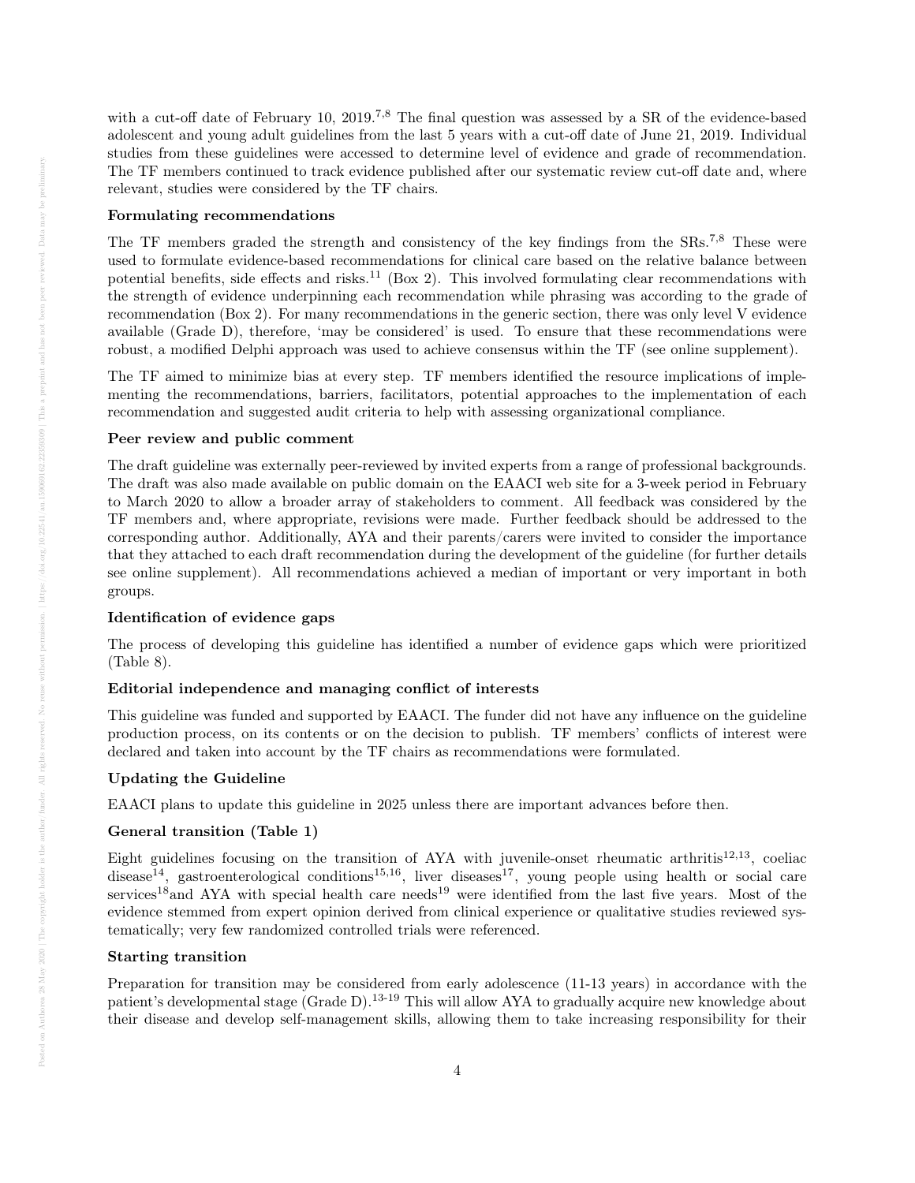with a cut-off date of February 10, 2019.[7,8] The final question was assessed by a SR of the evidence-based adolescent and young adult guidelines from the last 5 years with a cut-off date of June 21, 2019. Individual studies from these guidelines were accessed to determine level of evidence and grade of recommendation. The TF members continued to track evidence published after our systematic review cut-off date and, where relevant, studies were considered by the TF chairs.

**Formulating recommendations**

The TF members graded the strength and consistency of the key findings from the SRs.[7,8] These were used to formulate evidence-based recommendations for clinical care based on the relative balance between potential benefits, side effects and risks.[11] (Box 2). This involved formulating clear recommendations with the strength of evidence underpinning each recommendation while phrasing was according to the grade of recommendation (Box 2). For many recommendations in the generic section, there was only level V evidence available (Grade D), therefore, 'may be considered' is used. To ensure that these recommendations were robust, a modified Delphi approach was used to achieve consensus within the TF (see online supplement).

The TF aimed to minimize bias at every step. TF members identified the resource implications of implementing the recommendations, barriers, facilitators, potential approaches to the implementation of each recommendation and suggested audit criteria to help with assessing organizational compliance.

**Peer review and public comment**

The draft guideline was externally peer-reviewed by invited experts from a range of professional backgrounds. The draft was also made available on public domain on the EAACI web site for a 3-week period in February to March 2020 to allow a broader array of stakeholders to comment. All feedback was considered by the TF members and, where appropriate, revisions were made. Further feedback should be addressed to the corresponding author. Additionally, AYA and their parents/carers were invited to consider the importance that they attached to each draft recommendation during the development of the guideline (for further details see online supplement). All recommendations achieved a median of important or very important in both groups.

**Identification of evidence gaps**

The process of developing this guideline has identified a number of evidence gaps which were prioritized (Table 8).

**Editorial independence and managing conflict of interests**

This guideline was funded and supported by EAACI. The funder did not have any influence on the guideline production process, on its contents or on the decision to publish. TF members' conflicts of interest were declared and taken into account by the TF chairs as recommendations were formulated.

**Updating the Guideline**

EAACI plans to update this guideline in 2025 unless there are important advances before then.

**General transition (Table 1)**

Eight guidelines focusing on the transition of AYA with juvenile-onset rheumatic arthritis[12,13], coeliac disease[14], gastroenterological conditions[15,16], liver diseases[17], young people using health or social care services[18] and AYA with special health care needs[19] were identified from the last five years. Most of the evidence stemmed from expert opinion derived from clinical experience or qualitative studies reviewed systematically; very few randomized controlled trials were referenced.

**Starting transition**

Preparation for transition may be considered from early adolescence (11-13 years) in accordance with the patient's developmental stage (Grade D).[13-19] This will allow AYA to gradually acquire new knowledge about their disease and develop self-management skills, allowing them to take increasing responsibility for their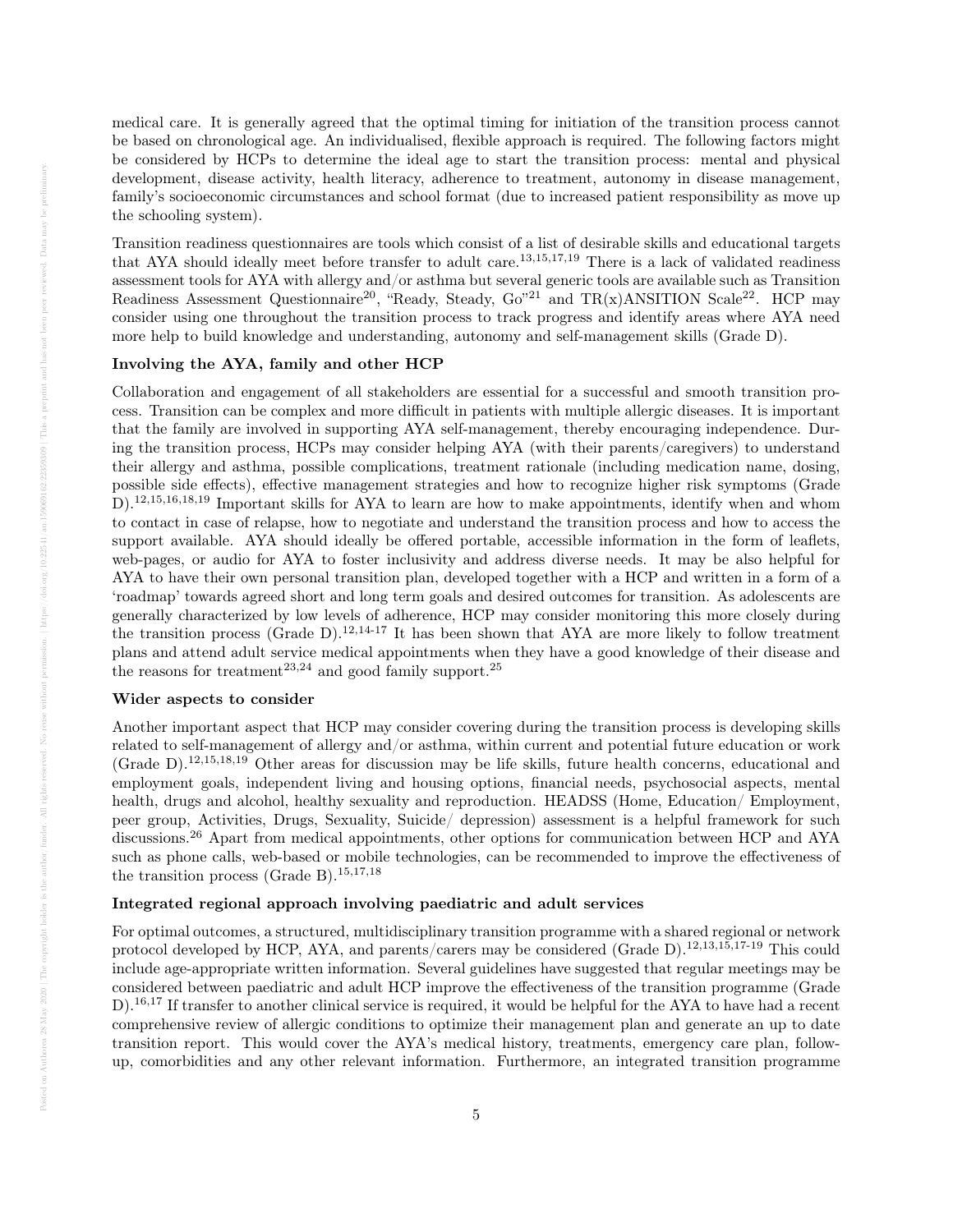medical care. It is generally agreed that the optimal timing for initiation of the transition process cannot be based on chronological age. An individualised, flexible approach is required. The following factors might be considered by HCPs to determine the ideal age to start the transition process: mental and physical development, disease activity, health literacy, adherence to treatment, autonomy in disease management, family's socioeconomic circumstances and school format (due to increased patient responsibility as move up the schooling system).

Transition readiness questionnaires are tools which consist of a list of desirable skills and educational targets that AYA should ideally meet before transfer to adult care.[13,15,17,19] There is a lack of validated readiness assessment tools for AYA with allergy and/or asthma but several generic tools are available such as Transition Readiness Assessment Questionnaire[20], "Ready, Steady, Go"[21] and TR(x)ANSITION Scale[22]. HCP may consider using one throughout the transition process to track progress and identify areas where AYA need more help to build knowledge and understanding, autonomy and self-management skills (Grade D).

**Involving the AYA, family and other HCP**

Collaboration and engagement of all stakeholders are essential for a successful and smooth transition process. Transition can be complex and more difficult in patients with multiple allergic diseases. It is important that the family are involved in supporting AYA self-management, thereby encouraging independence. During the transition process, HCPs may consider helping AYA (with their parents/caregivers) to understand their allergy and asthma, possible complications, treatment rationale (including medication name, dosing, possible side effects), effective management strategies and how to recognize higher risk symptoms (Grade D).[12,15,16,18,19] Important skills for AYA to learn are how to make appointments, identify when and whom to contact in case of relapse, how to negotiate and understand the transition process and how to access the support available. AYA should ideally be offered portable, accessible information in the form of leaflets, web-pages, or audio for AYA to foster inclusivity and address diverse needs. It may be also helpful for AYA to have their own personal transition plan, developed together with a HCP and written in a form of a 'roadmap' towards agreed short and long term goals and desired outcomes for transition. As adolescents are generally characterized by low levels of adherence, HCP may consider monitoring this more closely during the transition process (Grade D).[12,14-17] It has been shown that AYA are more likely to follow treatment plans and attend adult service medical appointments when they have a good knowledge of their disease and the reasons for treatment[23,24] and good family support.[25]

**Wider aspects to consider**

Another important aspect that HCP may consider covering during the transition process is developing skills related to self-management of allergy and/or asthma, within current and potential future education or work (Grade D).[12,15,18,19] Other areas for discussion may be life skills, future health concerns, educational and employment goals, independent living and housing options, financial needs, psychosocial aspects, mental health, drugs and alcohol, healthy sexuality and reproduction. HEADSS (Home, Education/ Employment, peer group, Activities, Drugs, Sexuality, Suicide/ depression) assessment is a helpful framework for such discussions.[26] Apart from medical appointments, other options for communication between HCP and AYA such as phone calls, web-based or mobile technologies, can be recommended to improve the effectiveness of the transition process (Grade B).[15,17,18]

**Integrated regional approach involving paediatric and adult services**

For optimal outcomes, a structured, multidisciplinary transition programme with a shared regional or network protocol developed by HCP, AYA, and parents/carers may be considered (Grade D).[12,13,15,17-19] This could include age-appropriate written information. Several guidelines have suggested that regular meetings may be considered between paediatric and adult HCP improve the effectiveness of the transition programme (Grade D).[16,17] If transfer to another clinical service is required, it would be helpful for the AYA to have had a recent comprehensive review of allergic conditions to optimize their management plan and generate an up to date transition report. This would cover the AYA's medical history, treatments, emergency care plan, follow-up, comorbidities and any other relevant information. Furthermore, an integrated transition programme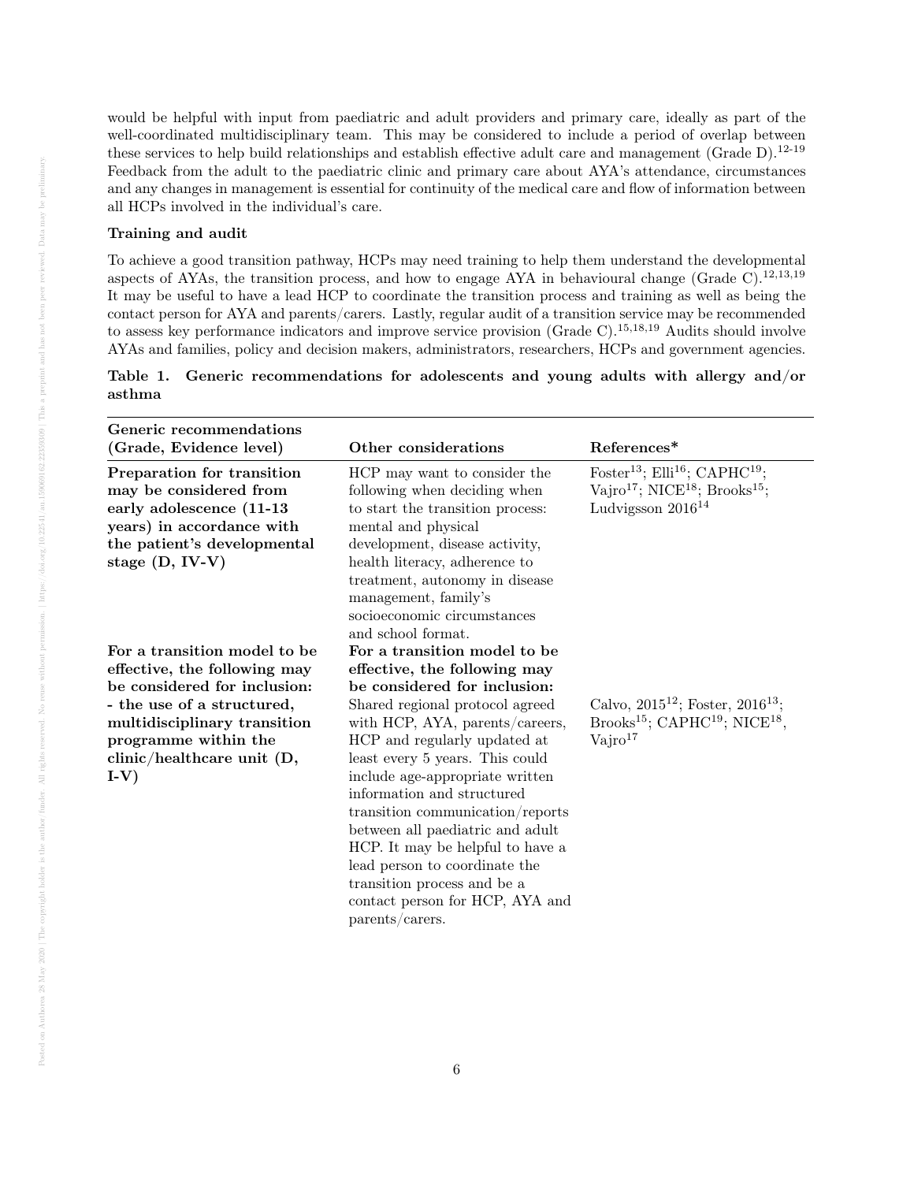would be helpful with input from paediatric and adult providers and primary care, ideally as part of the well-coordinated multidisciplinary team. This may be considered to include a period of overlap between these services to help build relationships and establish effective adult care and management (Grade D).[12-19] Feedback from the adult to the paediatric clinic and primary care about AYA's attendance, circumstances and any changes in management is essential for continuity of the medical care and flow of information between all HCPs involved in the individual's care.

**Training and audit**

To achieve a good transition pathway, HCPs may need training to help them understand the developmental aspects of AYAs, the transition process, and how to engage AYA in behavioural change (Grade C).[12,13,19] It may be useful to have a lead HCP to coordinate the transition process and training as well as being the contact person for AYA and parents/carers. Lastly, regular audit of a transition service may be recommended to assess key performance indicators and improve service provision (Grade C).[15,18,19] Audits should involve AYAs and families, policy and decision makers, administrators, researchers, HCPs and government agencies.

**Table 1. Generic recommendations for adolescents and young adults with allergy and/or asthma**

| Generic recommendations (Grade, Evidence level) | Other considerations | References* |
|---|---|---|
| **Preparation for transition may be considered from early adolescence (11-13 years) in accordance with the patient's developmental stage (D, IV-V)** | HCP may want to consider the following when deciding when to start the transition process: mental and physical development, disease activity, health literacy, adherence to treatment, autonomy in disease management, family's socioeconomic circumstances and school format. | Foster[13]; Elli[16]; CAPHC[19]; Vajro[17]; NICE[18]; Brooks[15]; Ludvigsson 2016[14] |
| **For a transition model to be effective, the following may be considered for inclusion: - the use of a structured, multidisciplinary transition programme within the clinic/healthcare unit (D, I-V)** | **For a transition model to be effective, the following may be considered for inclusion:** Shared regional protocol agreed with HCP, AYA, parents/careers, HCP and regularly updated at least every 5 years. This could include age-appropriate written information and structured transition communication/reports between all paediatric and adult HCP. It may be helpful to have a lead person to coordinate the transition process and be a contact person for HCP, AYA and parents/carers. | Calvo, 2015[12]; Foster, 2016[13]; Brooks[15]; CAPHC[19]; NICE[18], Vajro[17] |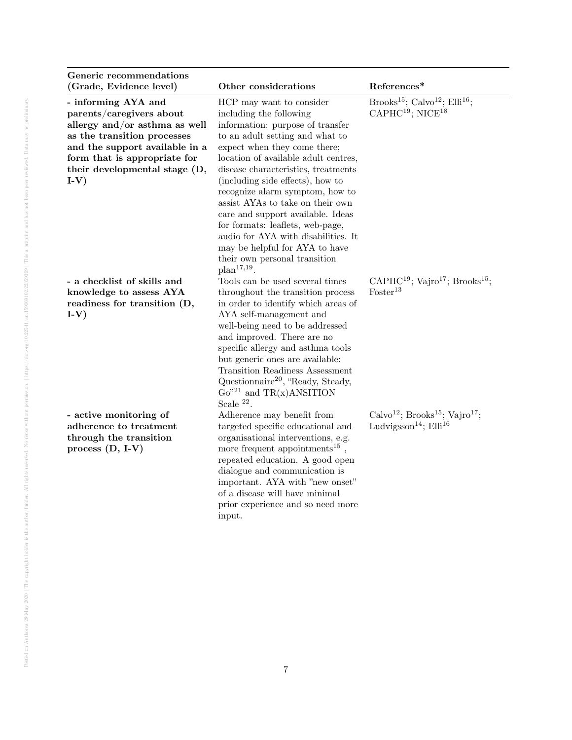| Generic recommendations (Grade, Evidence level) | Other considerations | References* |
|---|---|---|
| **- informing AYA and parents/caregivers about allergy and/or asthma as well as the transition processes and the support available in a form that is appropriate for their developmental stage (D, I-V)** | HCP may want to consider including the following information: purpose of transfer to an adult setting and what to expect when they come there; location of available adult centres, disease characteristics, treatments (including side effects), how to recognize alarm symptom, how to assist AYAs to take on their own care and support available. Ideas for formats: leaflets, web-page, audio for AYA with disabilities. It may be helpful for AYA to have their own personal transition plan[17,19]. | Brooks[15]; Calvo[12]; Elli[16]; CAPHC[19]; NICE[18] |
| **- a checklist of skills and knowledge to assess AYA readiness for transition (D, I-V)** | Tools can be used several times throughout the transition process in order to identify which areas of AYA self-management and well-being need to be addressed and improved. There are no specific allergy and asthma tools but generic ones are available: Transition Readiness Assessment Questionnaire[20], "Ready, Steady, Go"[21] and TR(x)ANSITION Scale [22]. | CAPHC[19]; Vajro[17]; Brooks[15]; Foster[13] |
| **- active monitoring of adherence to treatment through the transition process (D, I-V)** | Adherence may benefit from targeted specific educational and organisational interventions, e.g. more frequent appointments[15] , repeated education. A good open dialogue and communication is important. AYA with "new onset" of a disease will have minimal prior experience and so need more input. | Calvo[12]; Brooks[15]; Vajro[17]; Ludvigsson[14]; Elli[16] |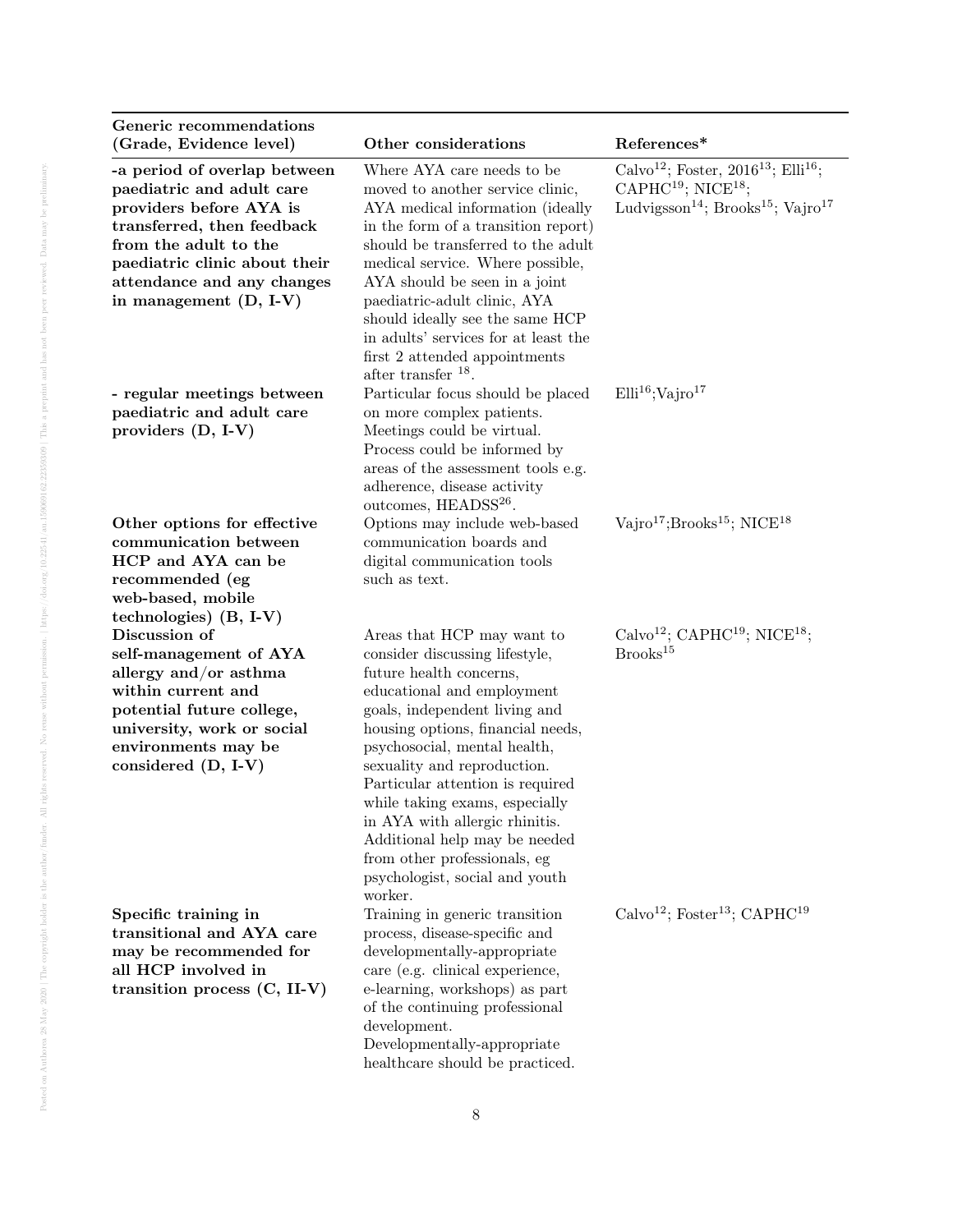| Generic recommendations (Grade, Evidence level) | Other considerations | References* |
|---|---|---|
| **-a period of overlap between paediatric and adult care providers before AYA is transferred, then feedback from the adult to the paediatric clinic about their attendance and any changes in management (D, I-V)** | Where AYA care needs to be moved to another service clinic, AYA medical information (ideally in the form of a transition report) should be transferred to the adult medical service. Where possible, AYA should be seen in a joint paediatric-adult clinic, AYA should ideally see the same HCP in adults' services for at least the first 2 attended appointments after transfer [18]. | Calvo[12]; Foster, 2016[13]; Elli[16]; CAPHC[19]; NICE[18]; Ludvigsson[14]; Brooks[15]; Vajro[17] |
| **- regular meetings between paediatric and adult care providers (D, I-V)** | Particular focus should be placed on more complex patients. Meetings could be virtual. Process could be informed by areas of the assessment tools e.g. adherence, disease activity outcomes, HEADSS[26]. | Elli[16];Vajro[17] |
| **Other options for effective communication between HCP and AYA can be recommended (eg web-based, mobile technologies) (B, I-V)** | Options may include web-based communication boards and digital communication tools such as text. | Vajro[17];Brooks[15]; NICE[18] |
| **Discussion of self-management of AYA allergy and/or asthma within current and potential future college, university, work or social environments may be considered (D, I-V)** | Areas that HCP may want to consider discussing lifestyle, future health concerns, educational and employment goals, independent living and housing options, financial needs, psychosocial, mental health, sexuality and reproduction. Particular attention is required while taking exams, especially in AYA with allergic rhinitis. Additional help may be needed from other professionals, eg psychologist, social and youth worker. | Calvo[12]; CAPHC[19]; NICE[18]; Brooks[15] |
| **Specific training in transitional and AYA care may be recommended for all HCP involved in transition process (C, II-V)** | Training in generic transition process, disease-specific and developmentally-appropriate care (e.g. clinical experience, e-learning, workshops) as part of the continuing professional development. Developmentally-appropriate healthcare should be practiced. | Calvo[12]; Foster[13]; CAPHC[19] |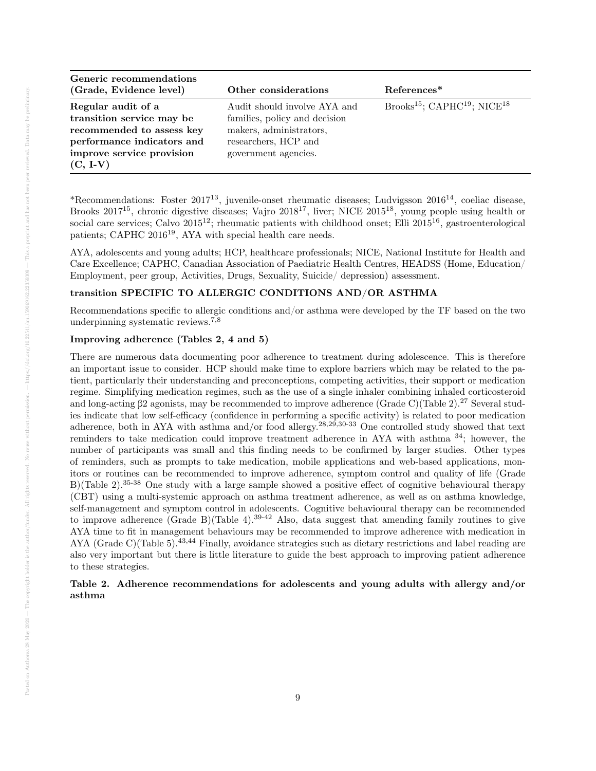| Generic recommendations (Grade, Evidence level) | Other considerations | References* |
|---|---|---|
| **Regular audit of a transition service may be recommended to assess key performance indicators and improve service provision (C, I-V)** | Audit should involve AYA and families, policy and decision makers, administrators, researchers, HCP and government agencies. | Brooks[15]; CAPHC[19]; NICE[18] |

*Recommendations: Foster 2017[13], juvenile-onset rheumatic diseases; Ludvigsson 2016[14], coeliac disease, Brooks 2017[15], chronic digestive diseases; Vajro 2018[17], liver; NICE 2015[18], young people using health or social care services; Calvo 2015[12]; rheumatic patients with childhood onset; Elli 2015[16], gastroenterological patients; CAPHC 2016[19], AYA with special health care needs.

AYA, adolescents and young adults; HCP, healthcare professionals; NICE, National Institute for Health and Care Excellence; CAPHC, Canadian Association of Paediatric Health Centres, HEADSS (Home, Education/ Employment, peer group, Activities, Drugs, Sexuality, Suicide/ depression) assessment.

### transition SPECIFIC TO ALLERGIC CONDITIONS AND/OR ASTHMA

Recommendations specific to allergic conditions and/or asthma were developed by the TF based on the two underpinning systematic reviews.[7,8]

#### Improving adherence (Tables 2, 4 and 5)

There are numerous data documenting poor adherence to treatment during adolescence. This is therefore an important issue to consider. HCP should make time to explore barriers which may be related to the patient, particularly their understanding and preconceptions, competing activities, their support or medication regime. Simplifying medication regimes, such as the use of a single inhaler combining inhaled corticosteroid and long-acting β2 agonists, may be recommended to improve adherence (Grade C)(Table 2).[27] Several studies indicate that low self-efficacy (confidence in performing a specific activity) is related to poor medication adherence, both in AYA with asthma and/or food allergy.[28,29,30-33] One controlled study showed that text reminders to take medication could improve treatment adherence in AYA with asthma [34]; however, the number of participants was small and this finding needs to be confirmed by larger studies. Other types of reminders, such as prompts to take medication, mobile applications and web-based applications, monitors or routines can be recommended to improve adherence, symptom control and quality of life (Grade B)(Table 2).[35-38] One study with a large sample showed a positive effect of cognitive behavioural therapy (CBT) using a multi-systemic approach on asthma treatment adherence, as well as on asthma knowledge, self-management and symptom control in adolescents. Cognitive behavioural therapy can be recommended to improve adherence (Grade B)(Table 4).[39-42] Also, data suggest that amending family routines to give AYA time to fit in management behaviours may be recommended to improve adherence with medication in AYA (Grade C)(Table 5).[43,44] Finally, avoidance strategies such as dietary restrictions and label reading are also very important but there is little literature to guide the best approach to improving patient adherence to these strategies.

**Table 2. Adherence recommendations for adolescents and young adults with allergy and/or asthma**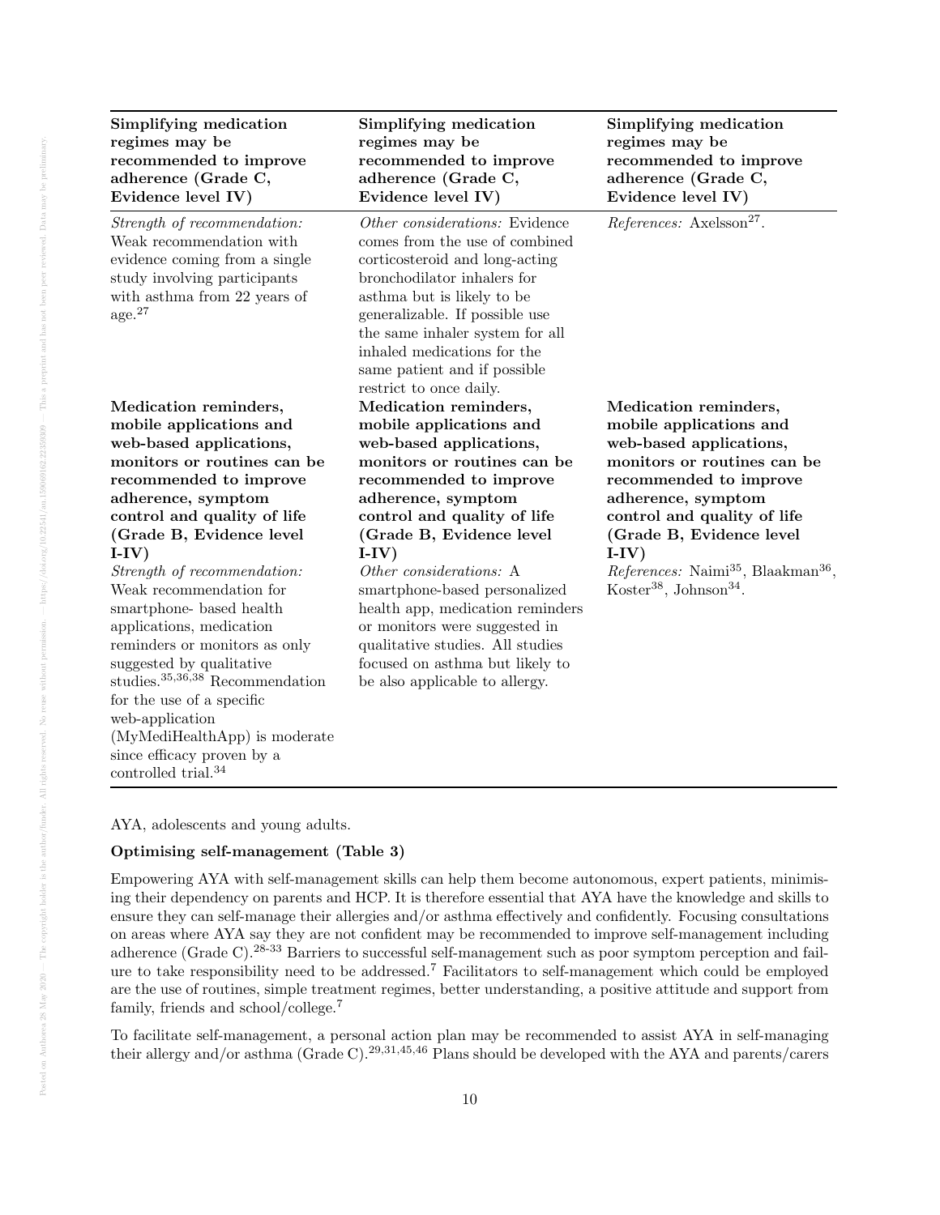| Simplifying medication regimes may be recommended to improve adherence (Grade C, Evidence level IV) | Simplifying medication regimes may be recommended to improve adherence (Grade C, Evidence level IV) | Simplifying medication regimes may be recommended to improve adherence (Grade C, Evidence level IV) |
|---|---|---|
| *Strength of recommendation:* Weak recommendation with evidence coming from a single study involving participants with asthma from 22 years of age.[27] | *Other considerations:* Evidence comes from the use of combined corticosteroid and long-acting bronchodilator inhalers for asthma but is likely to be generalizable. If possible use the same inhaler system for all inhaled medications for the same patient and if possible restrict to once daily. | *References:* Axelsson[27]. |
| **Medication reminders, mobile applications and web-based applications, monitors or routines can be recommended to improve adherence, symptom control and quality of life (Grade B, Evidence level I-IV)** | **Medication reminders, mobile applications and web-based applications, monitors or routines can be recommended to improve adherence, symptom control and quality of life (Grade B, Evidence level I-IV)** | **Medication reminders, mobile applications and web-based applications, monitors or routines can be recommended to improve adherence, symptom control and quality of life (Grade B, Evidence level I-IV)** |
| *Strength of recommendation:* Weak recommendation for smartphone- based health applications, medication reminders or monitors as only suggested by qualitative studies.[35,36,38] Recommendation for the use of a specific web-application (MyMediHealthApp) is moderate since efficacy proven by a controlled trial.[34] | *Other considerations:* A smartphone-based personalized health app, medication reminders or monitors were suggested in qualitative studies. All studies focused on asthma but likely to be also applicable to allergy. | *References:* Naimi[35], Blaakman[36], Koster[38], Johnson[34]. |

AYA, adolescents and young adults.

**Optimising self-management (Table 3)**

Empowering AYA with self-management skills can help them become autonomous, expert patients, minimising their dependency on parents and HCP. It is therefore essential that AYA have the knowledge and skills to ensure they can self-manage their allergies and/or asthma effectively and confidently. Focusing consultations on areas where AYA say they are not confident may be recommended to improve self-management including adherence (Grade C).[28-33] Barriers to successful self-management such as poor symptom perception and failure to take responsibility need to be addressed.[7] Facilitators to self-management which could be employed are the use of routines, simple treatment regimes, better understanding, a positive attitude and support from family, friends and school/college.[7]

To facilitate self-management, a personal action plan may be recommended to assist AYA in self-managing their allergy and/or asthma (Grade C).[29,31,45,46] Plans should be developed with the AYA and parents/carers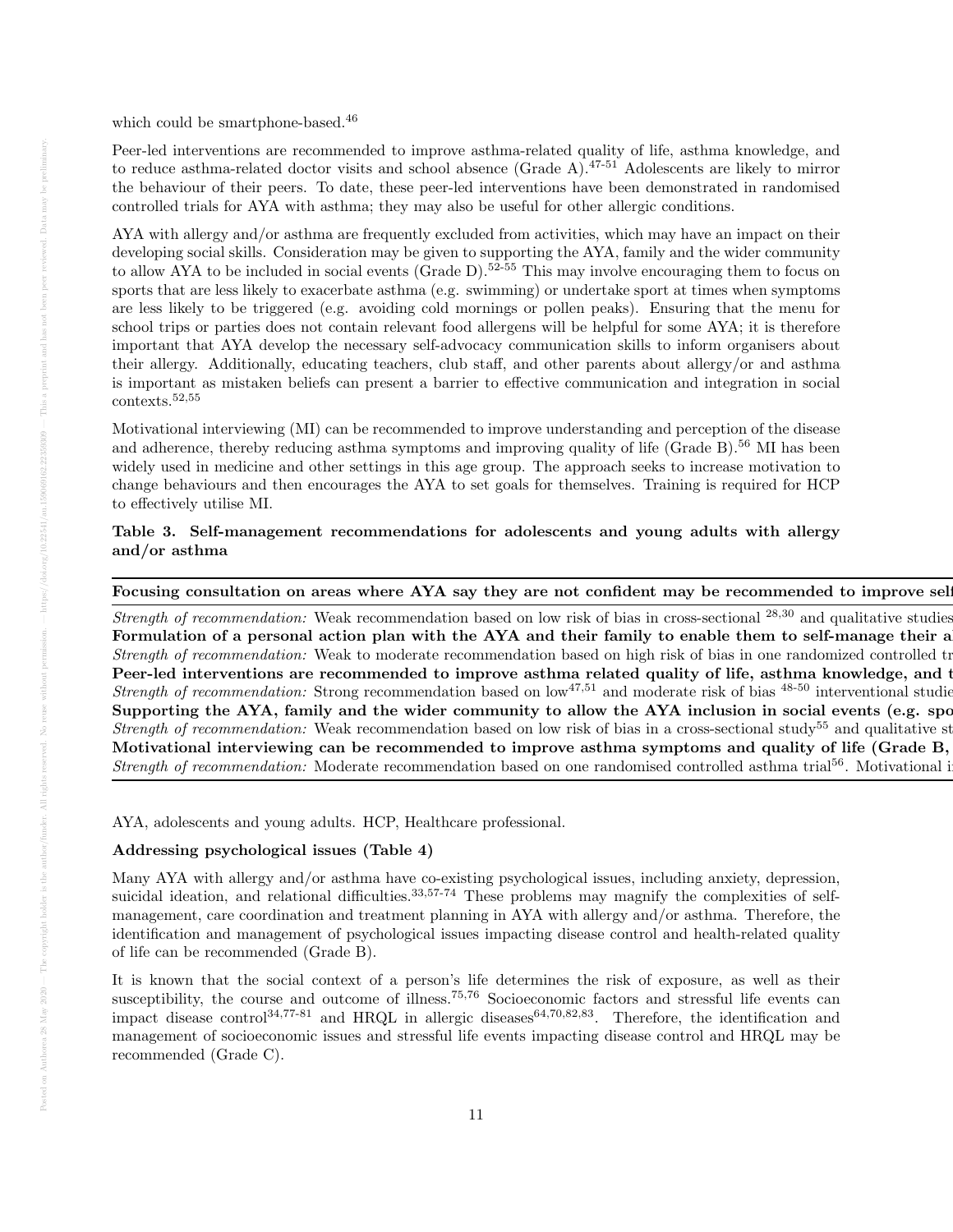which could be smartphone-based.[46]

Peer-led interventions are recommended to improve asthma-related quality of life, asthma knowledge, and to reduce asthma-related doctor visits and school absence (Grade A).[47-51] Adolescents are likely to mirror the behaviour of their peers. To date, these peer-led interventions have been demonstrated in randomised controlled trials for AYA with asthma; they may also be useful for other allergic conditions.

AYA with allergy and/or asthma are frequently excluded from activities, which may have an impact on their developing social skills. Consideration may be given to supporting the AYA, family and the wider community to allow AYA to be included in social events (Grade D).[52-55] This may involve encouraging them to focus on sports that are less likely to exacerbate asthma (e.g. swimming) or undertake sport at times when symptoms are less likely to be triggered (e.g. avoiding cold mornings or pollen peaks). Ensuring that the menu for school trips or parties does not contain relevant food allergens will be helpful for some AYA; it is therefore important that AYA develop the necessary self-advocacy communication skills to inform organisers about their allergy. Additionally, educating teachers, club staff, and other parents about allergy/or and asthma is important as mistaken beliefs can present a barrier to effective communication and integration in social contexts.[52,55]

Motivational interviewing (MI) can be recommended to improve understanding and perception of the disease and adherence, thereby reducing asthma symptoms and improving quality of life (Grade B).[56] MI has been widely used in medicine and other settings in this age group. The approach seeks to increase motivation to change behaviours and then encourages the AYA to set goals for themselves. Training is required for HCP to effectively utilise MI.

**Table 3. Self-management recommendations for adolescents and young adults with allergy and/or asthma**

| **Focusing consultation on areas where AYA say they are not confident may be recommended to improve self** |
|---|
| *Strength of recommendation:* Weak recommendation based on low risk of bias in cross-sectional [28,30] and qualitative studies |
| **Formulation of a personal action plan with the AYA and their family to enable them to self-manage their a** |
| *Strength of recommendation:* Weak to moderate recommendation based on high risk of bias in one randomized controlled tr |
| **Peer-led interventions are recommended to improve asthma related quality of life, asthma knowledge, and t** |
| *Strength of recommendation:* Strong recommendation based on low[47,51] and moderate risk of bias [48-50] interventional studie |
| **Supporting the AYA, family and the wider community to allow the AYA inclusion in social events (e.g. spo** |
| *Strength of recommendation:* Weak recommendation based on low risk of bias in a cross-sectional study[55] and qualitative st |
| **Motivational interviewing can be recommended to improve asthma symptoms and quality of life (Grade B,** |
| *Strength of recommendation:* Moderate recommendation based on one randomised controlled asthma trial[56]. Motivational i |

AYA, adolescents and young adults. HCP, Healthcare professional.

### Addressing psychological issues (Table 4)

Many AYA with allergy and/or asthma have co-existing psychological issues, including anxiety, depression, suicidal ideation, and relational difficulties.[33,57-74] These problems may magnify the complexities of self-management, care coordination and treatment planning in AYA with allergy and/or asthma. Therefore, the identification and management of psychological issues impacting disease control and health-related quality of life can be recommended (Grade B).

It is known that the social context of a person's life determines the risk of exposure, as well as their susceptibility, the course and outcome of illness.[75,76] Socioeconomic factors and stressful life events can impact disease control[34,77-81] and HRQL in allergic diseases[64,70,82,83]. Therefore, the identification and management of socioeconomic issues and stressful life events impacting disease control and HRQL may be recommended (Grade C).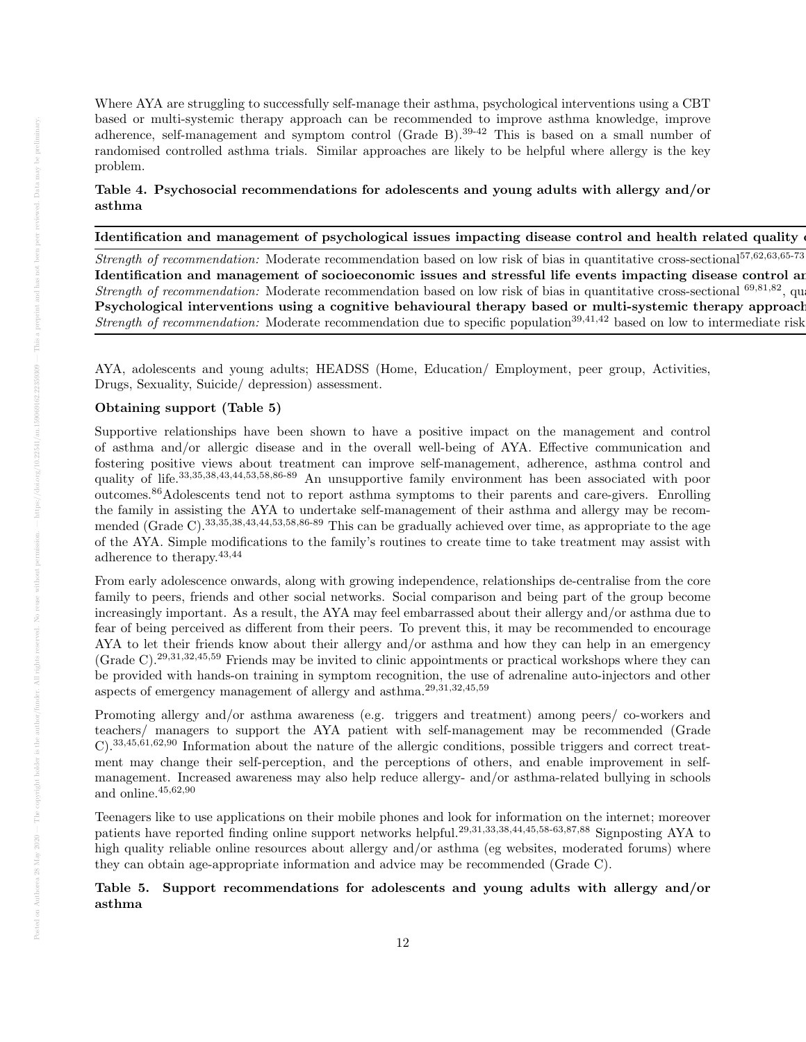Where AYA are struggling to successfully self-manage their asthma, psychological interventions using a CBT based or multi-systemic therapy approach can be recommended to improve asthma knowledge, improve adherence, self-management and symptom control (Grade B).[39-42] This is based on a small number of randomised controlled asthma trials. Similar approaches are likely to be helpful where allergy is the key problem.

**Table 4. Psychosocial recommendations for adolescents and young adults with allergy and/or asthma**

| **Identification and management of psychological issues impacting disease control and health related quality** |
|---|
| *Strength of recommendation:* Moderate recommendation based on low risk of bias in quantitative cross-sectional[57,62,63,65-73] |
| **Identification and management of socioeconomic issues and stressful life events impacting disease control an** |
| *Strength of recommendation:* Moderate recommendation based on low risk of bias in quantitative cross-sectional [69,81,82], qu |
| **Psychological interventions using a cognitive behavioural therapy based or multi-systemic therapy approach** |
| *Strength of recommendation:* Moderate recommendation due to specific population[39,41,42] based on low to intermediate risk |

AYA, adolescents and young adults; HEADSS (Home, Education/ Employment, peer group, Activities, Drugs, Sexuality, Suicide/ depression) assessment.

**Obtaining support (Table 5)**

Supportive relationships have been shown to have a positive impact on the management and control of asthma and/or allergic disease and in the overall well-being of AYA. Effective communication and fostering positive views about treatment can improve self-management, adherence, asthma control and quality of life.[33,35,38,43,44,53,58,86-89] An unsupportive family environment has been associated with poor outcomes.[86]Adolescents tend not to report asthma symptoms to their parents and care-givers. Enrolling the family in assisting the AYA to undertake self-management of their asthma and allergy may be recommended (Grade C).[33,35,38,43,44,53,58,86-89] This can be gradually achieved over time, as appropriate to the age of the AYA. Simple modifications to the family's routines to create time to take treatment may assist with adherence to therapy.[43,44]

From early adolescence onwards, along with growing independence, relationships de-centralise from the core family to peers, friends and other social networks. Social comparison and being part of the group become increasingly important. As a result, the AYA may feel embarrassed about their allergy and/or asthma due to fear of being perceived as different from their peers. To prevent this, it may be recommended to encourage AYA to let their friends know about their allergy and/or asthma and how they can help in an emergency (Grade C).[29,31,32,45,59] Friends may be invited to clinic appointments or practical workshops where they can be provided with hands-on training in symptom recognition, the use of adrenaline auto-injectors and other aspects of emergency management of allergy and asthma.[29,31,32,45,59]

Promoting allergy and/or asthma awareness (e.g. triggers and treatment) among peers/ co-workers and teachers/ managers to support the AYA patient with self-management may be recommended (Grade C).[33,45,61,62,90] Information about the nature of the allergic conditions, possible triggers and correct treatment may change their self-perception, and the perceptions of others, and enable improvement in self-management. Increased awareness may also help reduce allergy- and/or asthma-related bullying in schools and online.[45,62,90]

Teenagers like to use applications on their mobile phones and look for information on the internet; moreover patients have reported finding online support networks helpful.[29,31,33,38,44,45,58-63,87,88] Signposting AYA to high quality reliable online resources about allergy and/or asthma (eg websites, moderated forums) where they can obtain age-appropriate information and advice may be recommended (Grade C).

**Table 5. Support recommendations for adolescents and young adults with allergy and/or asthma**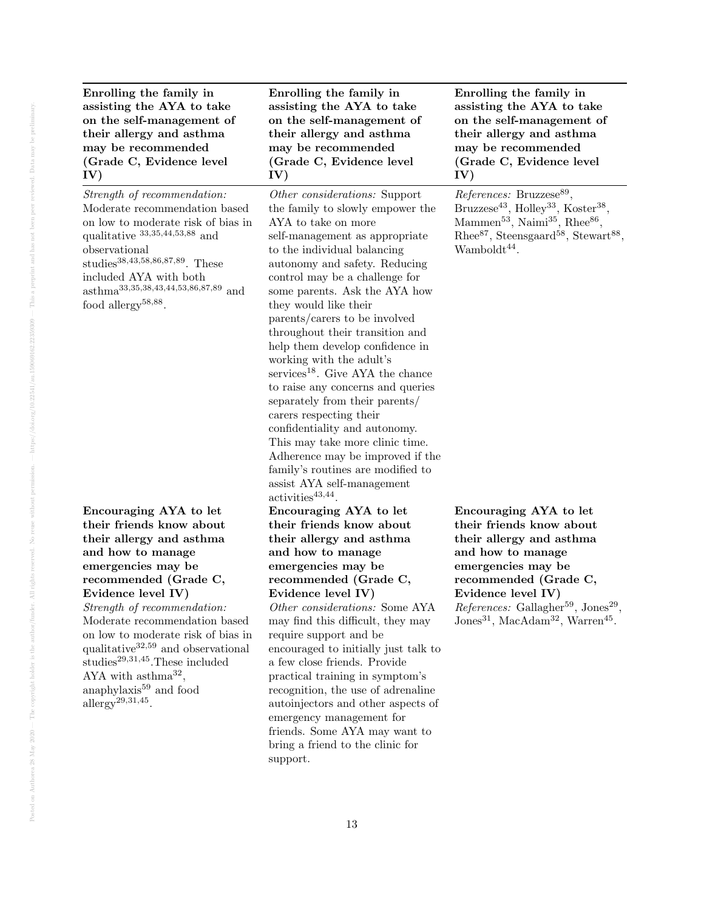| Enrolling the family in assisting the AYA to take on the self-management of their allergy and asthma may be recommended (Grade C, Evidence level IV) | Enrolling the family in assisting the AYA to take on the self-management of their allergy and asthma may be recommended (Grade C, Evidence level IV) | Enrolling the family in assisting the AYA to take on the self-management of their allergy and asthma may be recommended (Grade C, Evidence level IV) |
|---|---|---|
| *Strength of recommendation:* Moderate recommendation based on low to moderate risk of bias in qualitative [33,35,44,53,88] and observational studies[38,43,58,86,87,89]. These included AYA with both asthma[33,35,38,43,44,53,86,87,89] and food allergy[58,88]. | *Other considerations:* Support the family to slowly empower the AYA to take on more self-management as appropriate to the individual balancing autonomy and safety. Reducing control may be a challenge for some parents. Ask the AYA how they would like their parents/carers to be involved throughout their transition and help them develop confidence in working with the adult's services[18]. Give AYA the chance to raise any concerns and queries separately from their parents/ carers respecting their confidentiality and autonomy. This may take more clinic time. Adherence may be improved if the family's routines are modified to assist AYA self-management activities[43,44]. | *References:* Bruzzese[89], Bruzzese[43], Holley[33], Koster[38], Mammen[53], Naimi[35], Rhee[86], Rhee[87], Steensgaard[58], Stewart[88], Wamboldt[44]. |
| **Encouraging AYA to let their friends know about their allergy and asthma and how to manage emergencies may be recommended (Grade C, Evidence level IV)** | **Encouraging AYA to let their friends know about their allergy and asthma and how to manage emergencies may be recommended (Grade C, Evidence level IV)** | **Encouraging AYA to let their friends know about their allergy and asthma and how to manage emergencies may be recommended (Grade C, Evidence level IV)** |
| *Strength of recommendation:* Moderate recommendation based on low to moderate risk of bias in qualitative[32,59] and observational studies[29,31,45]. These included AYA with asthma[32], anaphylaxis[59] and food allergy[29,31,45]. | *Other considerations:* Some AYA may find this difficult, they may require support and be encouraged to initially just talk to a few close friends. Provide practical training in symptom's recognition, the use of adrenaline autoinjectors and other aspects of emergency management for friends. Some AYA may want to bring a friend to the clinic for support. | *References:* Gallagher[59], Jones[29], Jones[31], MacAdam[32], Warren[45]. |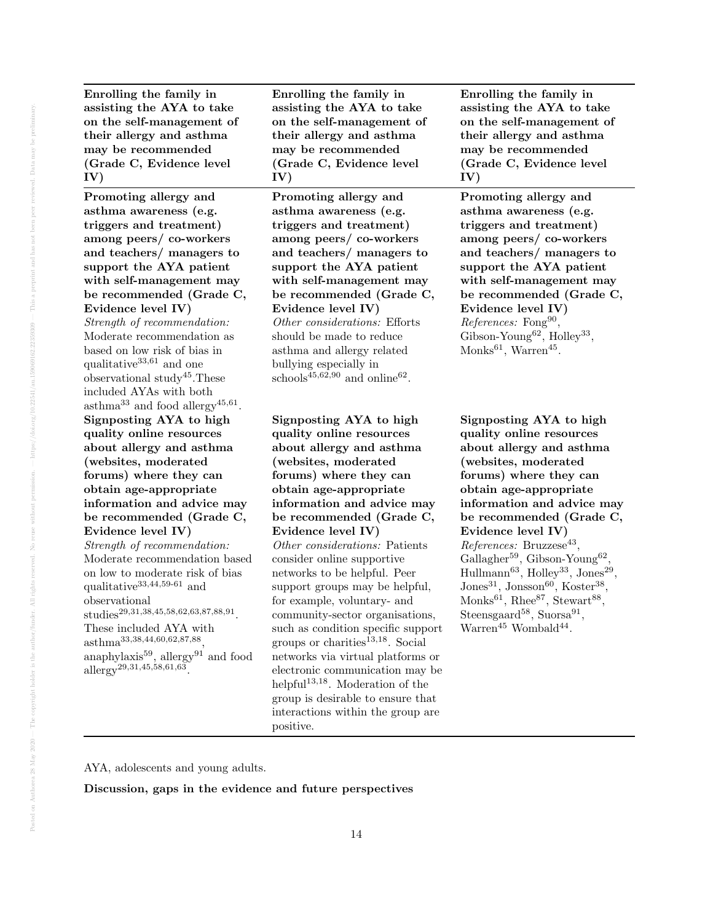| Enrolling the family in assisting the AYA to take on the self-management of their allergy and asthma may be recommended (Grade C, Evidence level IV) | Enrolling the family in assisting the AYA to take on the self-management of their allergy and asthma may be recommended (Grade C, Evidence level IV) | Enrolling the family in assisting the AYA to take on the self-management of their allergy and asthma may be recommended (Grade C, Evidence level IV) |
|---|---|---|
| **Promoting allergy and asthma awareness (e.g. triggers and treatment) among peers/ co-workers and teachers/ managers to support the AYA patient with self-management may be recommended (Grade C, Evidence level IV)** *Strength of recommendation:* Moderate recommendation as based on low risk of bias in qualitative[33,61] and one observational study[45].These included AYAs with both asthma[33] and food allergy[45,61]. | **Promoting allergy and asthma awareness (e.g. triggers and treatment) among peers/ co-workers and teachers/ managers to support the AYA patient with self-management may be recommended (Grade C, Evidence level IV)** *Other considerations:* Efforts should be made to reduce asthma and allergy related bullying especially in schools[45,62,90] and online[62]. | **Promoting allergy and asthma awareness (e.g. triggers and treatment) among peers/ co-workers and teachers/ managers to support the AYA patient with self-management may be recommended (Grade C, Evidence level IV)** *References:* Fong[90], Gibson-Young[62], Holley[33], Monks[61], Warren[45]. |
| **Signposting AYA to high quality online resources about allergy and asthma (websites, moderated forums) where they can obtain age-appropriate information and advice may be recommended (Grade C, Evidence level IV)** *Strength of recommendation:* Moderate recommendation based on low to moderate risk of bias qualitative[33,44,59-61] and observational studies[29,31,38,45,58,62,63,87,88,91]. These included AYA with asthma[33,38,44,60,62,87,88], anaphylaxis[59], allergy[91] and food allergy[29,31,45,58,61,63]. | **Signposting AYA to high quality online resources about allergy and asthma (websites, moderated forums) where they can obtain age-appropriate information and advice may be recommended (Grade C, Evidence level IV)** *Other considerations:* Patients consider online supportive networks to be helpful. Peer support groups may be helpful, for example, voluntary- and community-sector organisations, such as condition specific support groups or charities[13,18]. Social networks via virtual platforms or electronic communication may be helpful[13,18]. Moderation of the group is desirable to ensure that interactions within the group are positive. | **Signposting AYA to high quality online resources about allergy and asthma (websites, moderated forums) where they can obtain age-appropriate information and advice may be recommended (Grade C, Evidence level IV)** *References:* Bruzzese[43], Gallagher[59], Gibson-Young[62], Hullmann[63], Holley[33], Jones[29], Jones[31], Jonsson[60], Koster[38], Monks[61], Rhee[87], Stewart[88], Steensgaard[58], Suorsa[91], Warren[45] Wombald[44]. |

AYA, adolescents and young adults.

**Discussion, gaps in the evidence and future perspectives**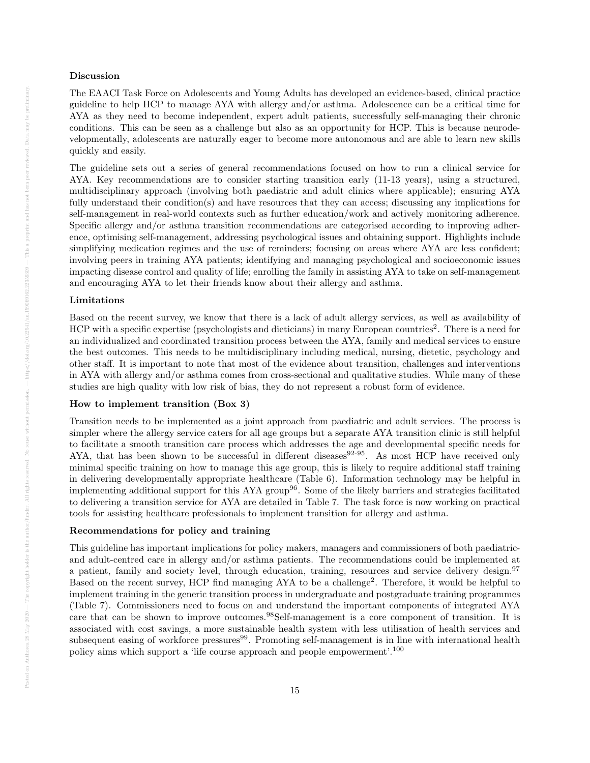**Discussion**

The EAACI Task Force on Adolescents and Young Adults has developed an evidence-based, clinical practice guideline to help HCP to manage AYA with allergy and/or asthma. Adolescence can be a critical time for AYA as they need to become independent, expert adult patients, successfully self-managing their chronic conditions. This can be seen as a challenge but also as an opportunity for HCP. This is because neurodevelopmentally, adolescents are naturally eager to become more autonomous and are able to learn new skills quickly and easily.

The guideline sets out a series of general recommendations focused on how to run a clinical service for AYA. Key recommendations are to consider starting transition early (11-13 years), using a structured, multidisciplinary approach (involving both paediatric and adult clinics where applicable); ensuring AYA fully understand their condition(s) and have resources that they can access; discussing any implications for self-management in real-world contexts such as further education/work and actively monitoring adherence. Specific allergy and/or asthma transition recommendations are categorised according to improving adherence, optimising self-management, addressing psychological issues and obtaining support. Highlights include simplifying medication regimes and the use of reminders; focusing on areas where AYA are less confident; involving peers in training AYA patients; identifying and managing psychological and socioeconomic issues impacting disease control and quality of life; enrolling the family in assisting AYA to take on self-management and encouraging AYA to let their friends know about their allergy and asthma.

**Limitations**

Based on the recent survey, we know that there is a lack of adult allergy services, as well as availability of HCP with a specific expertise (psychologists and dieticians) in many European countries[2]. There is a need for an individualized and coordinated transition process between the AYA, family and medical services to ensure the best outcomes. This needs to be multidisciplinary including medical, nursing, dietetic, psychology and other staff. It is important to note that most of the evidence about transition, challenges and interventions in AYA with allergy and/or asthma comes from cross-sectional and qualitative studies. While many of these studies are high quality with low risk of bias, they do not represent a robust form of evidence.

**How to implement transition (Box 3)**

Transition needs to be implemented as a joint approach from paediatric and adult services. The process is simpler where the allergy service caters for all age groups but a separate AYA transition clinic is still helpful to facilitate a smooth transition care process which addresses the age and developmental specific needs for AYA, that has been shown to be successful in different diseases[92-95]. As most HCP have received only minimal specific training on how to manage this age group, this is likely to require additional staff training in delivering developmentally appropriate healthcare (Table 6). Information technology may be helpful in implementing additional support for this AYA group[96]. Some of the likely barriers and strategies facilitated to delivering a transition service for AYA are detailed in Table 7. The task force is now working on practical tools for assisting healthcare professionals to implement transition for allergy and asthma.

**Recommendations for policy and training**

This guideline has important implications for policy makers, managers and commissioners of both paediatric- and adult-centred care in allergy and/or asthma patients. The recommendations could be implemented at a patient, family and society level, through education, training, resources and service delivery design.[97] Based on the recent survey, HCP find managing AYA to be a challenge[2]. Therefore, it would be helpful to implement training in the generic transition process in undergraduate and postgraduate training programmes (Table 7). Commissioners need to focus on and understand the important components of integrated AYA care that can be shown to improve outcomes.[98]Self-management is a core component of transition. It is associated with cost savings, a more sustainable health system with less utilisation of health services and subsequent easing of workforce pressures[99]. Promoting self-management is in line with international health policy aims which support a 'life course approach and people empowerment'.[100]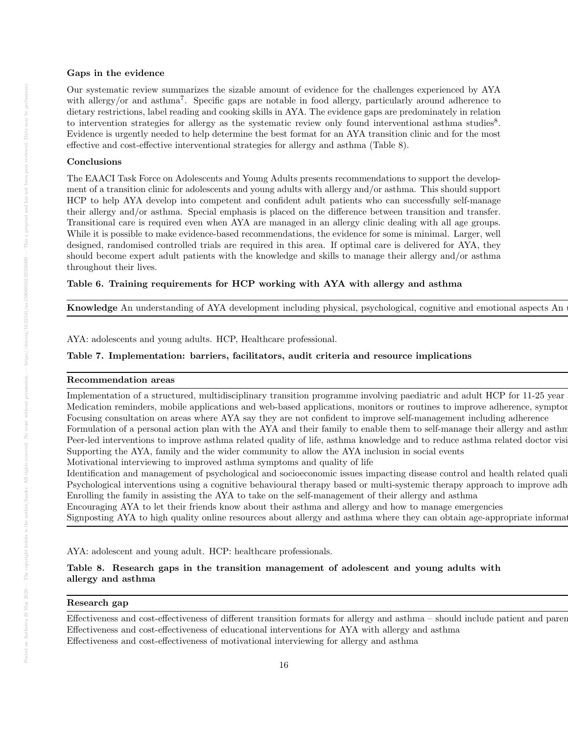**Gaps in the evidence**

Our systematic review summarizes the sizable amount of evidence for the challenges experienced by AYA with allergy/or and asthma[7]. Specific gaps are notable in food allergy, particularly around adherence to dietary restrictions, label reading and cooking skills in AYA. The evidence gaps are predominately in relation to intervention strategies for allergy as the systematic review only found interventional asthma studies[8]. Evidence is urgently needed to help determine the best format for an AYA transition clinic and for the most effective and cost-effective interventional strategies for allergy and asthma (Table 8).

**Conclusions**

The EAACI Task Force on Adolescents and Young Adults presents recommendations to support the development of a transition clinic for adolescents and young adults with allergy and/or asthma. This should support HCP to help AYA develop into competent and confident adult patients who can successfully self-manage their allergy and/or asthma. Special emphasis is placed on the difference between transition and transfer. Transitional care is required even when AYA are managed in an allergy clinic dealing with all age groups. While it is possible to make evidence-based recommendations, the evidence for some is minimal. Larger, well designed, randomised controlled trials are required in this area. If optimal care is delivered for AYA, they should become expert adult patients with the knowledge and skills to manage their allergy and/or asthma throughout their lives.

**Table 6. Training requirements for HCP working with AYA with allergy and asthma**

| **Knowledge** | An understanding of AYA development including physical, psychological, cognitive and emotional aspects An |
|---|---|

AYA: adolescents and young adults. HCP, Healthcare professional.

**Table 7. Implementation: barriers, facilitators, audit criteria and resource implications**

| **Recommendation areas** |
|---|
| Implementation of a structured, multidisciplinary transition programme involving paediatric and adult HCP for 11-25 year |
| Medication reminders, mobile applications and web-based applications, monitors or routines to improve adherence, sympto |
| Focusing consultation on areas where AYA say they are not confident to improve self-management including adherence |
| Formulation of a personal action plan with the AYA and their family to enable them to self-manage their allergy and asthm |
| Peer-led interventions to improve asthma related quality of life, asthma knowledge and to reduce asthma related doctor visi |
| Supporting the AYA, family and the wider community to allow the AYA inclusion in social events |
| Motivational interviewing to improved asthma symptoms and quality of life |
| Identification and management of psychological and socioeconomic issues impacting disease control and health related quali |
| Psychological interventions using a cognitive behavioural therapy based or multi-systemic therapy approach to improve adh |
| Enrolling the family in assisting the AYA to take on the self-management of their allergy and asthma |
| Encouraging AYA to let their friends know about their asthma and allergy and how to manage emergencies |
| Signposting AYA to high quality online resources about allergy and asthma where they can obtain age-appropriate informat |

AYA: adolescent and young adult. HCP: healthcare professionals.

**Table 8. Research gaps in the transition management of adolescent and young adults with allergy and asthma**

| **Research gap** |
|---|
| Effectiveness and cost-effectiveness of different transition formats for allergy and asthma – should include patient and paren |
| Effectiveness and cost-effectiveness of educational interventions for AYA with allergy and asthma |
| Effectiveness and cost-effectiveness of motivational interviewing for allergy and asthma |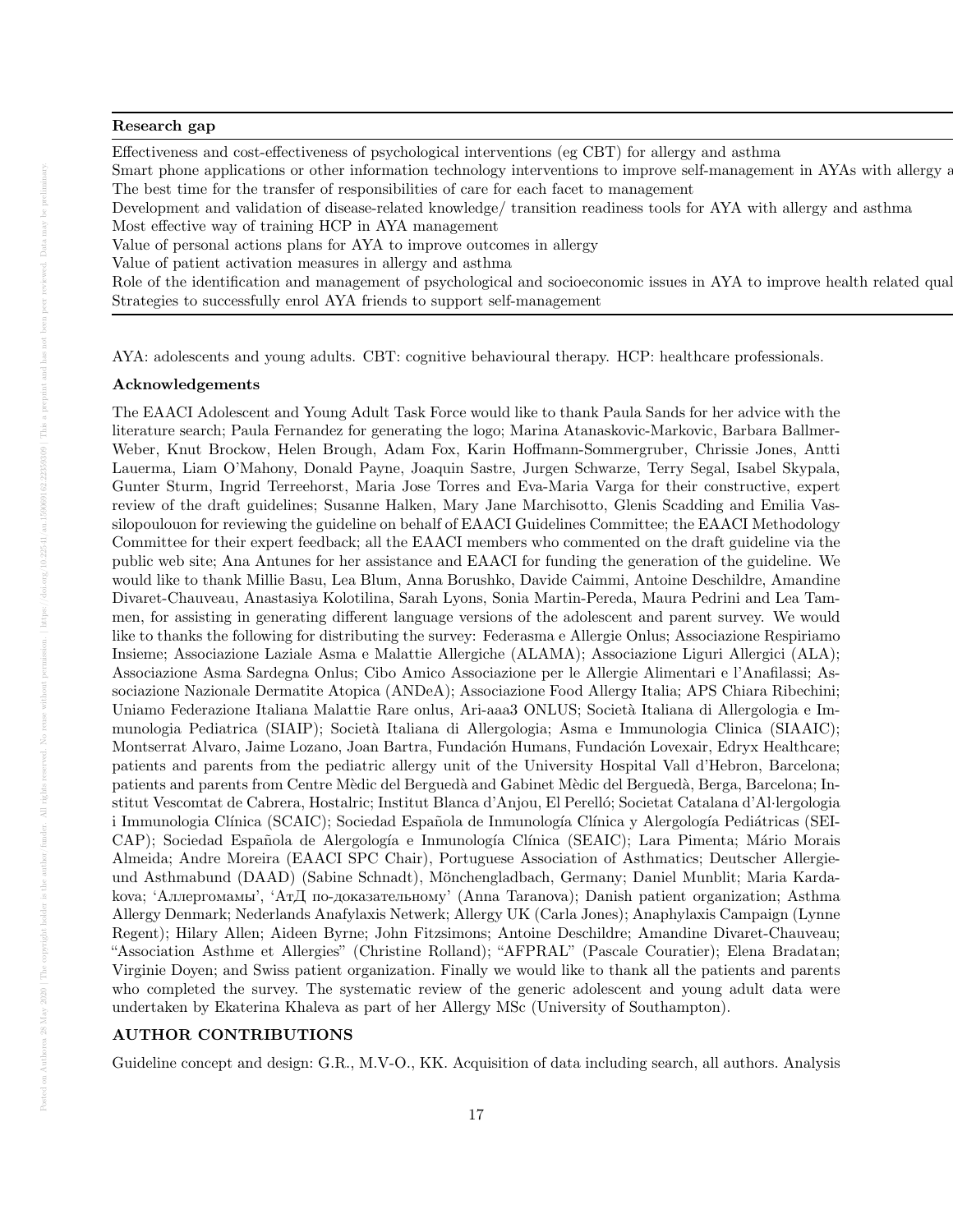| Research gap |
| --- |
| Effectiveness and cost-effectiveness of psychological interventions (eg CBT) for allergy and asthma |
| Smart phone applications or other information technology interventions to improve self-management in AYAs with allergy a |
| The best time for the transfer of responsibilities of care for each facet to management |
| Development and validation of disease-related knowledge/ transition readiness tools for AYA with allergy and asthma |
| Most effective way of training HCP in AYA management |
| Value of personal actions plans for AYA to improve outcomes in allergy |
| Value of patient activation measures in allergy and asthma |
| Role of the identification and management of psychological and socioeconomic issues in AYA to improve health related qual |
| Strategies to successfully enrol AYA friends to support self-management |

AYA: adolescents and young adults. CBT: cognitive behavioural therapy. HCP: healthcare professionals.

### Acknowledgements

The EAACI Adolescent and Young Adult Task Force would like to thank Paula Sands for her advice with the literature search; Paula Fernandez for generating the logo; Marina Atanaskovic-Markovic, Barbara Ballmer-Weber, Knut Brockow, Helen Brough, Adam Fox, Karin Hoffmann-Sommergruber, Chrissie Jones, Antti Lauerma, Liam O'Mahony, Donald Payne, Joaquin Sastre, Jurgen Schwarze, Terry Segal, Isabel Skypala, Gunter Sturm, Ingrid Terreehorst, Maria Jose Torres and Eva-Maria Varga for their constructive, expert review of the draft guidelines; Susanne Halken, Mary Jane Marchisotto, Glenis Scadding and Emilia Vassilopoulouon for reviewing the guideline on behalf of EAACI Guidelines Committee; the EAACI Methodology Committee for their expert feedback; all the EAACI members who commented on the draft guideline via the public web site; Ana Antunes for her assistance and EAACI for funding the generation of the guideline. We would like to thank Millie Basu, Lea Blum, Anna Borushko, Davide Caimmi, Antoine Deschildre, Amandine Divaret-Chauveau, Anastasiya Kolotilina, Sarah Lyons, Sonia Martin-Pereda, Maura Pedrini and Lea Tammen, for assisting in generating different language versions of the adolescent and parent survey. We would like to thanks the following for distributing the survey: Federasma e Allergie Onlus; Associazione Respiriamo Insieme; Associazione Laziale Asma e Malattie Allergiche (ALAMA); Associazione Liguri Allergici (ALA); Associazione Asma Sardegna Onlus; Cibo Amico Associazione per le Allergie Alimentari e l'Anafilassi; Associazione Nazionale Dermatite Atopica (ANDeA); Associazione Food Allergy Italia; APS Chiara Ribechini; Uniamo Federazione Italiana Malattie Rare onlus, Ari-aaa3 ONLUS; Società Italiana di Allergologia e Immunologia Pediatrica (SIAIP); Società Italiana di Allergologia; Asma e Immunologia Clinica (SIAAIC); Montserrat Alvaro, Jaime Lozano, Joan Bartra, Fundación Humans, Fundación Lovexair, Edryx Healthcare; patients and parents from the pediatric allergy unit of the University Hospital Vall d'Hebron, Barcelona; patients and parents from Centre Mèdic del Berguedà and Gabinet Mèdic del Berguedà, Berga, Barcelona; Institut Vescomtat de Cabrera, Hostalric; Institut Blanca d'Anjou, El Perelló; Societat Catalana d'Al·lergologia i Immunologia Clínica (SCAIC); Sociedad Española de Inmunología Clínica y Alergología Pediátricas (SEICAP); Sociedad Española de Alergología e Inmunología Clínica (SEAIC); Lara Pimenta; Mário Morais Almeida; Andre Moreira (EAACI SPC Chair), Portuguese Association of Asthmatics; Deutscher Allergie- und Asthmabund (DAAD) (Sabine Schnadt), Mönchengladbach, Germany; Daniel Munblit; Maria Kardakova; 'Аллергомамы', 'АтД по-доказательному' (Anna Taranova); Danish patient organization; Asthma Allergy Denmark; Nederlands Anafylaxis Netwerk; Allergy UK (Carla Jones); Anaphylaxis Campaign (Lynne Regent); Hilary Allen; Aideen Byrne; John Fitzsimons; Antoine Deschildre; Amandine Divaret-Chauveau; "Association Asthme et Allergies" (Christine Rolland); "AFPRAL" (Pascale Couratier); Elena Bradatan; Virginie Doyen; and Swiss patient organization. Finally we would like to thank all the patients and parents who completed the survey. The systematic review of the generic adolescent and young adult data were undertaken by Ekaterina Khaleva as part of her Allergy MSc (University of Southampton).

### AUTHOR CONTRIBUTIONS

Guideline concept and design: G.R., M.V-O., KK. Acquisition of data including search, all authors. Analysis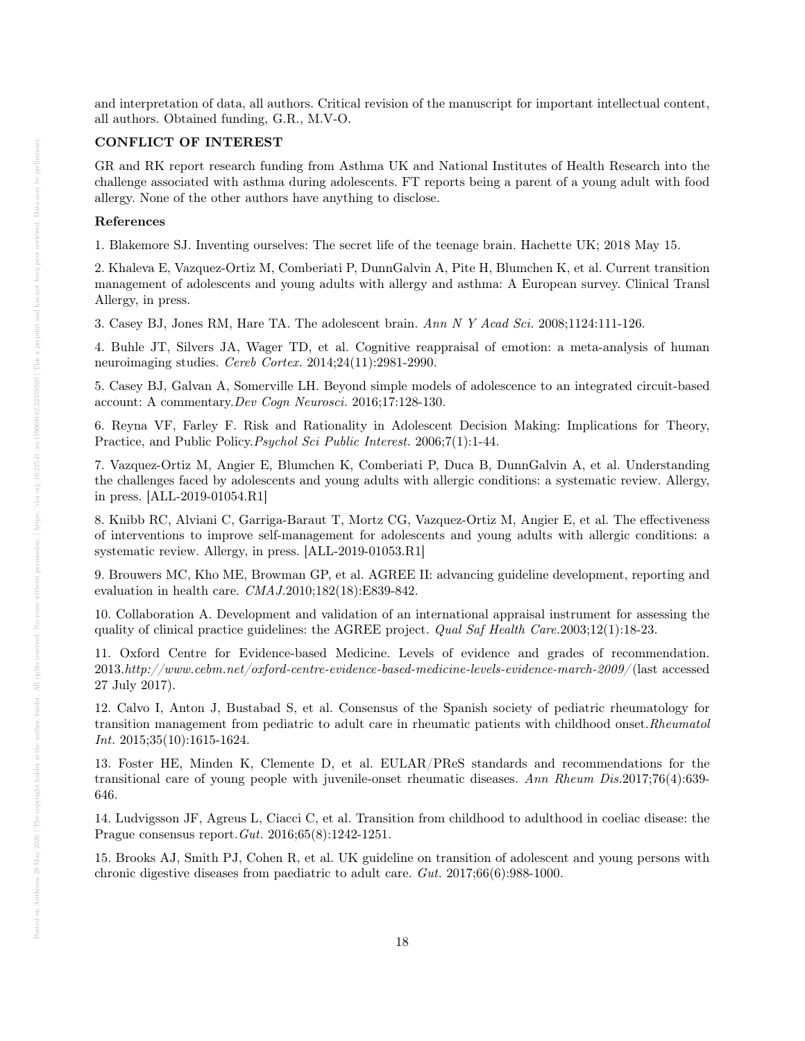and interpretation of data, all authors. Critical revision of the manuscript for important intellectual content, all authors. Obtained funding, G.R., M.V-O.

## CONFLICT OF INTEREST

GR and RK report research funding from Asthma UK and National Institutes of Health Research into the challenge associated with asthma during adolescents. FT reports being a parent of a young adult with food allergy. None of the other authors have anything to disclose.

### References

1. Blakemore SJ. Inventing ourselves: The secret life of the teenage brain. Hachette UK; 2018 May 15.

2. Khaleva E, Vazquez-Ortiz M, Comberiati P, DunnGalvin A, Pite H, Blumchen K, et al. Current transition management of adolescents and young adults with allergy and asthma: A European survey. Clinical Transl Allergy, in press.

3. Casey BJ, Jones RM, Hare TA. The adolescent brain. *Ann N Y Acad Sci.* 2008;1124:111-126.

4. Buhle JT, Silvers JA, Wager TD, et al. Cognitive reappraisal of emotion: a meta-analysis of human neuroimaging studies. *Cereb Cortex.* 2014;24(11):2981-2990.

5. Casey BJ, Galvan A, Somerville LH. Beyond simple models of adolescence to an integrated circuit-based account: A commentary.*Dev Cogn Neurosci.* 2016;17:128-130.

6. Reyna VF, Farley F. Risk and Rationality in Adolescent Decision Making: Implications for Theory, Practice, and Public Policy.*Psychol Sci Public Interest.* 2006;7(1):1-44.

7. Vazquez-Ortiz M, Angier E, Blumchen K, Comberiati P, Duca B, DunnGalvin A, et al. Understanding the challenges faced by adolescents and young adults with allergic conditions: a systematic review. Allergy, in press. [ALL-2019-01054.R1]

8. Knibb RC, Alviani C, Garriga-Baraut T, Mortz CG, Vazquez-Ortiz M, Angier E, et al. The effectiveness of interventions to improve self-management for adolescents and young adults with allergic conditions: a systematic review. Allergy, in press. [ALL-2019-01053.R1]

9. Brouwers MC, Kho ME, Browman GP, et al. AGREE II: advancing guideline development, reporting and evaluation in health care. *CMAJ.*2010;182(18):E839-842.

10. Collaboration A. Development and validation of an international appraisal instrument for assessing the quality of clinical practice guidelines: the AGREE project. *Qual Saf Health Care.*2003;12(1):18-23.

11. Oxford Centre for Evidence-based Medicine. Levels of evidence and grades of recommendation. 2013.*http://www.cebm.net/oxford-centre-evidence-based-medicine-levels-evidence-march-2009/*(last accessed 27 July 2017).

12. Calvo I, Anton J, Bustabad S, et al. Consensus of the Spanish society of pediatric rheumatology for transition management from pediatric to adult care in rheumatic patients with childhood onset.*Rheumatol Int.* 2015;35(10):1615-1624.

13. Foster HE, Minden K, Clemente D, et al. EULAR/PReS standards and recommendations for the transitional care of young people with juvenile-onset rheumatic diseases. *Ann Rheum Dis.*2017;76(4):639-646.

14. Ludvigsson JF, Agreus L, Ciacci C, et al. Transition from childhood to adulthood in coeliac disease: the Prague consensus report.*Gut.* 2016;65(8):1242-1251.

15. Brooks AJ, Smith PJ, Cohen R, et al. UK guideline on transition of adolescent and young persons with chronic digestive diseases from paediatric to adult care. *Gut.* 2017;66(6):988-1000.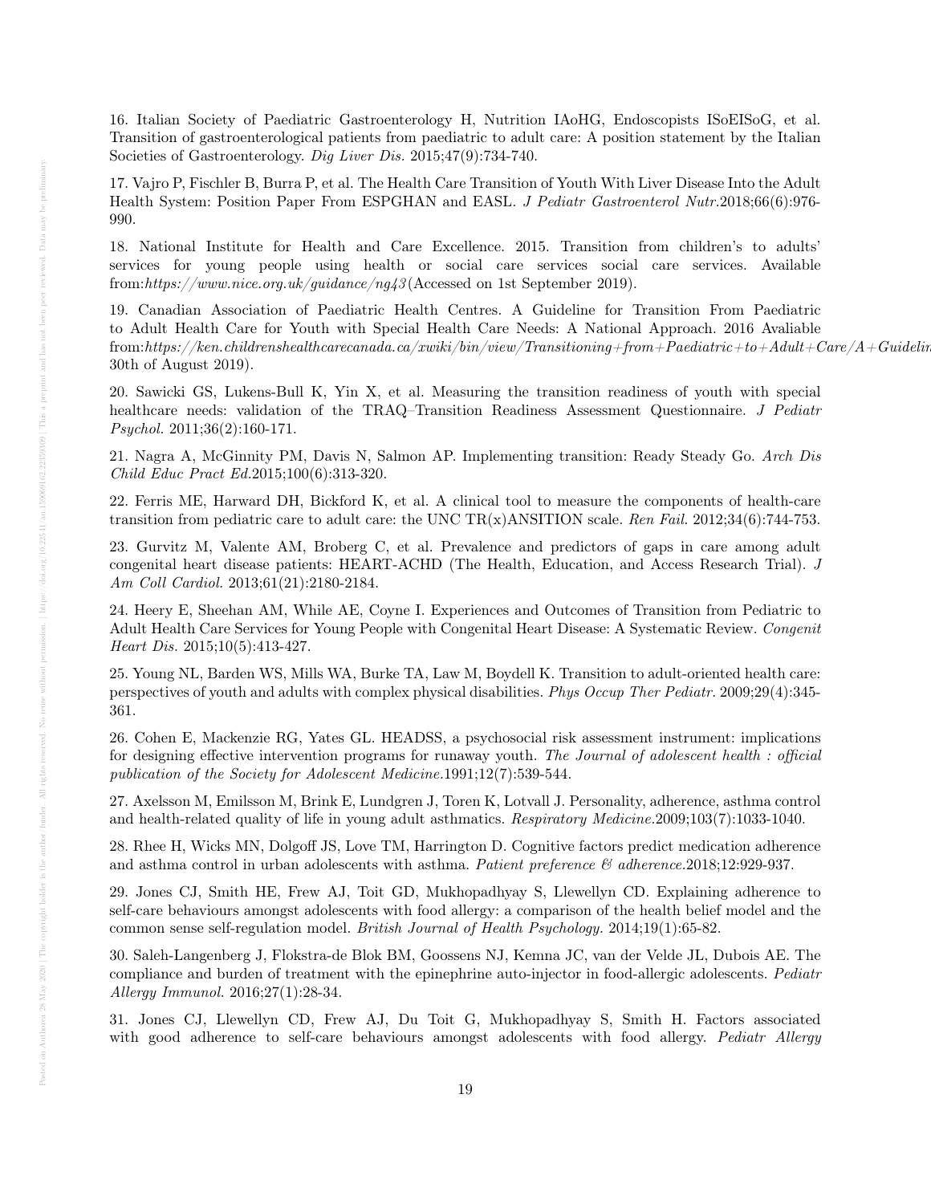16. Italian Society of Paediatric Gastroenterology H, Nutrition IAoHG, Endoscopists ISoEISoG, et al. Transition of gastroenterological patients from paediatric to adult care: A position statement by the Italian Societies of Gastroenterology. *Dig Liver Dis.* 2015;47(9):734-740.

17. Vajro P, Fischler B, Burra P, et al. The Health Care Transition of Youth With Liver Disease Into the Adult Health System: Position Paper From ESPGHAN and EASL. *J Pediatr Gastroenterol Nutr.*2018;66(6):976-990.

18. National Institute for Health and Care Excellence. 2015. Transition from children's to adults' services for young people using health or social care services social care services. Available from:*https://www.nice.org.uk/guidance/ng43*(Accessed on 1st September 2019).

19. Canadian Association of Paediatric Health Centres. A Guideline for Transition From Paediatric to Adult Health Care for Youth with Special Health Care Needs: A National Approach. 2016 Avaliable from:*https://ken.childrenshealthcarecanada.ca/xwiki/bin/view/Transitioning+from+Paediatric+to+Adult+Care/A+Guidelin* 30th of August 2019).

20. Sawicki GS, Lukens-Bull K, Yin X, et al. Measuring the transition readiness of youth with special healthcare needs: validation of the TRAQ–Transition Readiness Assessment Questionnaire. *J Pediatr Psychol.* 2011;36(2):160-171.

21. Nagra A, McGinnity PM, Davis N, Salmon AP. Implementing transition: Ready Steady Go. *Arch Dis Child Educ Pract Ed.*2015;100(6):313-320.

22. Ferris ME, Harward DH, Bickford K, et al. A clinical tool to measure the components of health-care transition from pediatric care to adult care: the UNC TR(x)ANSITION scale. *Ren Fail.* 2012;34(6):744-753.

23. Gurvitz M, Valente AM, Broberg C, et al. Prevalence and predictors of gaps in care among adult congenital heart disease patients: HEART-ACHD (The Health, Education, and Access Research Trial). *J Am Coll Cardiol.* 2013;61(21):2180-2184.

24. Heery E, Sheehan AM, While AE, Coyne I. Experiences and Outcomes of Transition from Pediatric to Adult Health Care Services for Young People with Congenital Heart Disease: A Systematic Review. *Congenit Heart Dis.* 2015;10(5):413-427.

25. Young NL, Barden WS, Mills WA, Burke TA, Law M, Boydell K. Transition to adult-oriented health care: perspectives of youth and adults with complex physical disabilities. *Phys Occup Ther Pediatr.* 2009;29(4):345-361.

26. Cohen E, Mackenzie RG, Yates GL. HEADSS, a psychosocial risk assessment instrument: implications for designing effective intervention programs for runaway youth. *The Journal of adolescent health : official publication of the Society for Adolescent Medicine.*1991;12(7):539-544.

27. Axelsson M, Emilsson M, Brink E, Lundgren J, Toren K, Lotvall J. Personality, adherence, asthma control and health-related quality of life in young adult asthmatics. *Respiratory Medicine.*2009;103(7):1033-1040.

28. Rhee H, Wicks MN, Dolgoff JS, Love TM, Harrington D. Cognitive factors predict medication adherence and asthma control in urban adolescents with asthma. *Patient preference & adherence.*2018;12:929-937.

29. Jones CJ, Smith HE, Frew AJ, Toit GD, Mukhopadhyay S, Llewellyn CD. Explaining adherence to self-care behaviours amongst adolescents with food allergy: a comparison of the health belief model and the common sense self-regulation model. *British Journal of Health Psychology.* 2014;19(1):65-82.

30. Saleh-Langenberg J, Flokstra-de Blok BM, Goossens NJ, Kemna JC, van der Velde JL, Dubois AE. The compliance and burden of treatment with the epinephrine auto-injector in food-allergic adolescents. *Pediatr Allergy Immunol.* 2016;27(1):28-34.

31. Jones CJ, Llewellyn CD, Frew AJ, Du Toit G, Mukhopadhyay S, Smith H. Factors associated with good adherence to self-care behaviours amongst adolescents with food allergy. *Pediatr Allergy*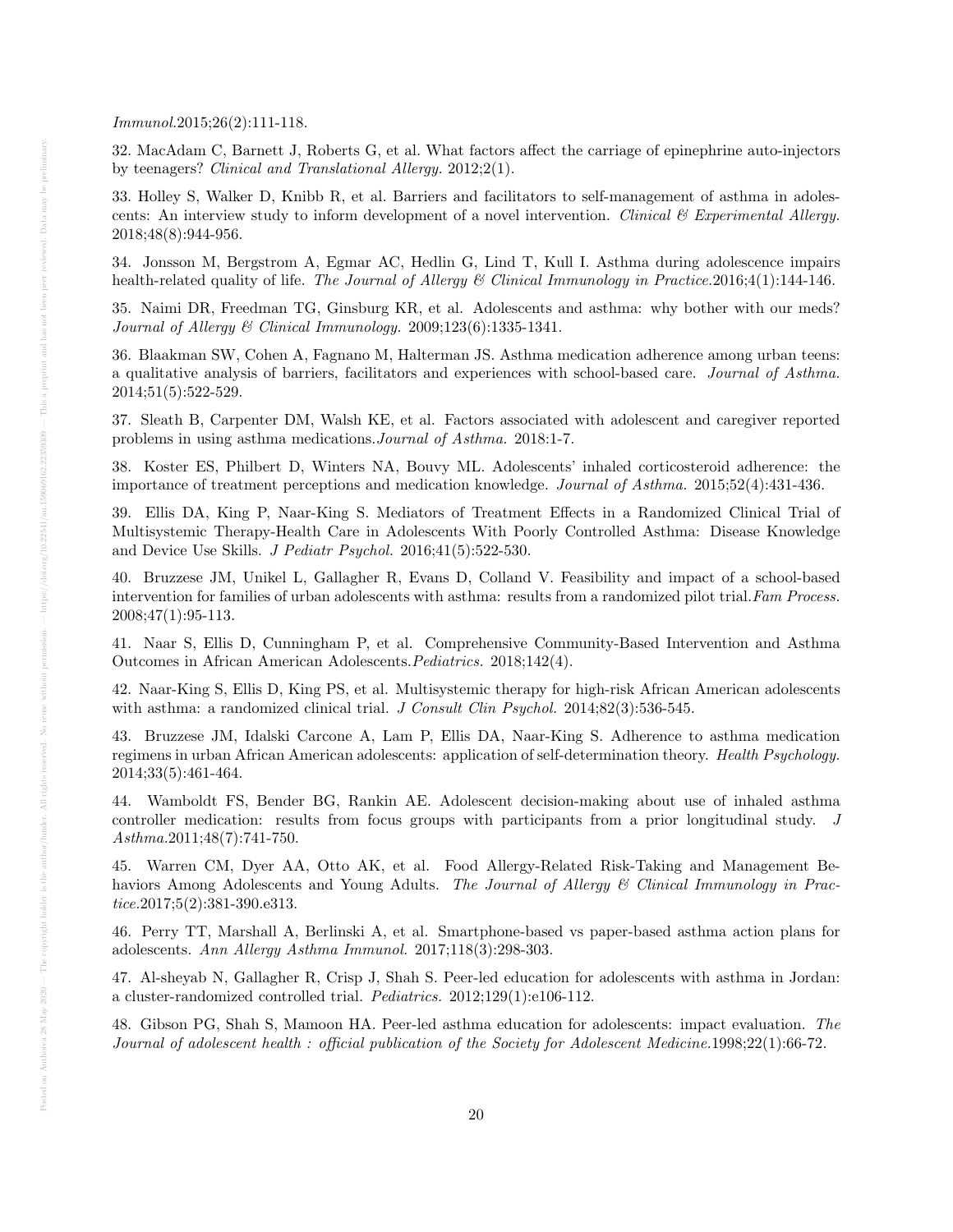*Immunol.*2015;26(2):111-118.

32. MacAdam C, Barnett J, Roberts G, et al. What factors affect the carriage of epinephrine auto-injectors by teenagers? *Clinical and Translational Allergy.* 2012;2(1).

33. Holley S, Walker D, Knibb R, et al. Barriers and facilitators to self-management of asthma in adolescents: An interview study to inform development of a novel intervention. *Clinical & Experimental Allergy.* 2018;48(8):944-956.

34. Jonsson M, Bergstrom A, Egmar AC, Hedlin G, Lind T, Kull I. Asthma during adolescence impairs health-related quality of life. *The Journal of Allergy & Clinical Immunology in Practice.*2016;4(1):144-146.

35. Naimi DR, Freedman TG, Ginsburg KR, et al. Adolescents and asthma: why bother with our meds? *Journal of Allergy & Clinical Immunology.* 2009;123(6):1335-1341.

36. Blaakman SW, Cohen A, Fagnano M, Halterman JS. Asthma medication adherence among urban teens: a qualitative analysis of barriers, facilitators and experiences with school-based care. *Journal of Asthma.* 2014;51(5):522-529.

37. Sleath B, Carpenter DM, Walsh KE, et al. Factors associated with adolescent and caregiver reported problems in using asthma medications.*Journal of Asthma.* 2018:1-7.

38. Koster ES, Philbert D, Winters NA, Bouvy ML. Adolescents' inhaled corticosteroid adherence: the importance of treatment perceptions and medication knowledge. *Journal of Asthma.* 2015;52(4):431-436.

39. Ellis DA, King P, Naar-King S. Mediators of Treatment Effects in a Randomized Clinical Trial of Multisystemic Therapy-Health Care in Adolescents With Poorly Controlled Asthma: Disease Knowledge and Device Use Skills. *J Pediatr Psychol.* 2016;41(5):522-530.

40. Bruzzese JM, Unikel L, Gallagher R, Evans D, Colland V. Feasibility and impact of a school-based intervention for families of urban adolescents with asthma: results from a randomized pilot trial.*Fam Process.* 2008;47(1):95-113.

41. Naar S, Ellis D, Cunningham P, et al. Comprehensive Community-Based Intervention and Asthma Outcomes in African American Adolescents.*Pediatrics.* 2018;142(4).

42. Naar-King S, Ellis D, King PS, et al. Multisystemic therapy for high-risk African American adolescents with asthma: a randomized clinical trial. *J Consult Clin Psychol.* 2014;82(3):536-545.

43. Bruzzese JM, Idalski Carcone A, Lam P, Ellis DA, Naar-King S. Adherence to asthma medication regimens in urban African American adolescents: application of self-determination theory. *Health Psychology.* 2014;33(5):461-464.

44. Wamboldt FS, Bender BG, Rankin AE. Adolescent decision-making about use of inhaled asthma controller medication: results from focus groups with participants from a prior longitudinal study. *J Asthma.*2011;48(7):741-750.

45. Warren CM, Dyer AA, Otto AK, et al. Food Allergy-Related Risk-Taking and Management Behaviors Among Adolescents and Young Adults. *The Journal of Allergy & Clinical Immunology in Practice.*2017;5(2):381-390.e313.

46. Perry TT, Marshall A, Berlinski A, et al. Smartphone-based vs paper-based asthma action plans for adolescents. *Ann Allergy Asthma Immunol.* 2017;118(3):298-303.

47. Al-sheyab N, Gallagher R, Crisp J, Shah S. Peer-led education for adolescents with asthma in Jordan: a cluster-randomized controlled trial. *Pediatrics.* 2012;129(1):e106-112.

48. Gibson PG, Shah S, Mamoon HA. Peer-led asthma education for adolescents: impact evaluation. *The Journal of adolescent health : official publication of the Society for Adolescent Medicine.*1998;22(1):66-72.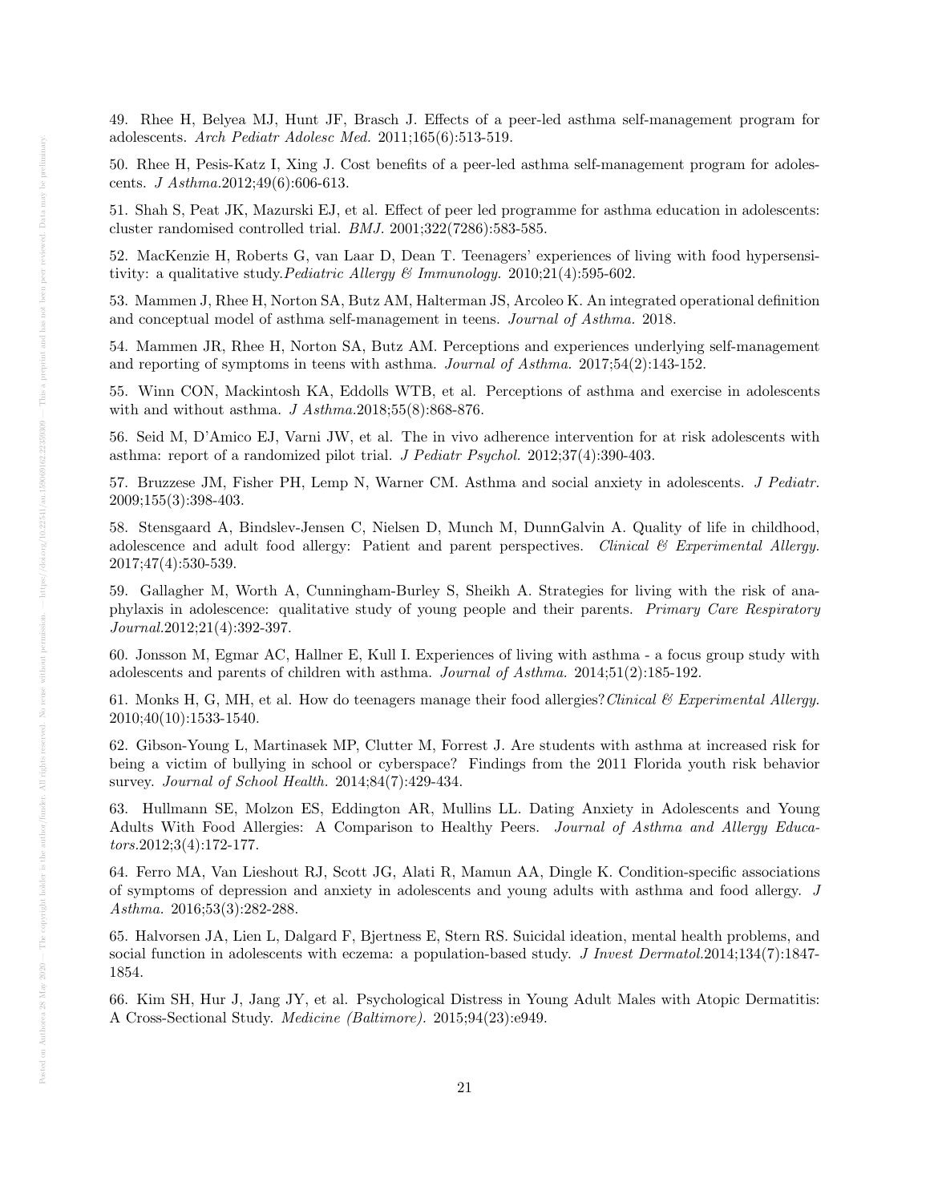49. Rhee H, Belyea MJ, Hunt JF, Brasch J. Effects of a peer-led asthma self-management program for adolescents. *Arch Pediatr Adolesc Med.* 2011;165(6):513-519.

50. Rhee H, Pesis-Katz I, Xing J. Cost benefits of a peer-led asthma self-management program for adolescents. *J Asthma.*2012;49(6):606-613.

51. Shah S, Peat JK, Mazurski EJ, et al. Effect of peer led programme for asthma education in adolescents: cluster randomised controlled trial. *BMJ.* 2001;322(7286):583-585.

52. MacKenzie H, Roberts G, van Laar D, Dean T. Teenagers' experiences of living with food hypersensitivity: a qualitative study.*Pediatric Allergy & Immunology.* 2010;21(4):595-602.

53. Mammen J, Rhee H, Norton SA, Butz AM, Halterman JS, Arcoleo K. An integrated operational definition and conceptual model of asthma self-management in teens. *Journal of Asthma.* 2018.

54. Mammen JR, Rhee H, Norton SA, Butz AM. Perceptions and experiences underlying self-management and reporting of symptoms in teens with asthma. *Journal of Asthma.* 2017;54(2):143-152.

55. Winn CON, Mackintosh KA, Eddolls WTB, et al. Perceptions of asthma and exercise in adolescents with and without asthma. *J Asthma.*2018;55(8):868-876.

56. Seid M, D'Amico EJ, Varni JW, et al. The in vivo adherence intervention for at risk adolescents with asthma: report of a randomized pilot trial. *J Pediatr Psychol.* 2012;37(4):390-403.

57. Bruzzese JM, Fisher PH, Lemp N, Warner CM. Asthma and social anxiety in adolescents. *J Pediatr.* 2009;155(3):398-403.

58. Stensgaard A, Bindslev-Jensen C, Nielsen D, Munch M, DunnGalvin A. Quality of life in childhood, adolescence and adult food allergy: Patient and parent perspectives. *Clinical & Experimental Allergy.* 2017;47(4):530-539.

59. Gallagher M, Worth A, Cunningham-Burley S, Sheikh A. Strategies for living with the risk of anaphylaxis in adolescence: qualitative study of young people and their parents. *Primary Care Respiratory Journal.*2012;21(4):392-397.

60. Jonsson M, Egmar AC, Hallner E, Kull I. Experiences of living with asthma - a focus group study with adolescents and parents of children with asthma. *Journal of Asthma.* 2014;51(2):185-192.

61. Monks H, G, MH, et al. How do teenagers manage their food allergies?*Clinical & Experimental Allergy.* 2010;40(10):1533-1540.

62. Gibson-Young L, Martinasek MP, Clutter M, Forrest J. Are students with asthma at increased risk for being a victim of bullying in school or cyberspace? Findings from the 2011 Florida youth risk behavior survey. *Journal of School Health.* 2014;84(7):429-434.

63. Hullmann SE, Molzon ES, Eddington AR, Mullins LL. Dating Anxiety in Adolescents and Young Adults With Food Allergies: A Comparison to Healthy Peers. *Journal of Asthma and Allergy Educators.*2012;3(4):172-177.

64. Ferro MA, Van Lieshout RJ, Scott JG, Alati R, Mamun AA, Dingle K. Condition-specific associations of symptoms of depression and anxiety in adolescents and young adults with asthma and food allergy. *J Asthma.* 2016;53(3):282-288.

65. Halvorsen JA, Lien L, Dalgard F, Bjertness E, Stern RS. Suicidal ideation, mental health problems, and social function in adolescents with eczema: a population-based study. *J Invest Dermatol.*2014;134(7):1847-1854.

66. Kim SH, Hur J, Jang JY, et al. Psychological Distress in Young Adult Males with Atopic Dermatitis: A Cross-Sectional Study. *Medicine (Baltimore).* 2015;94(23):e949.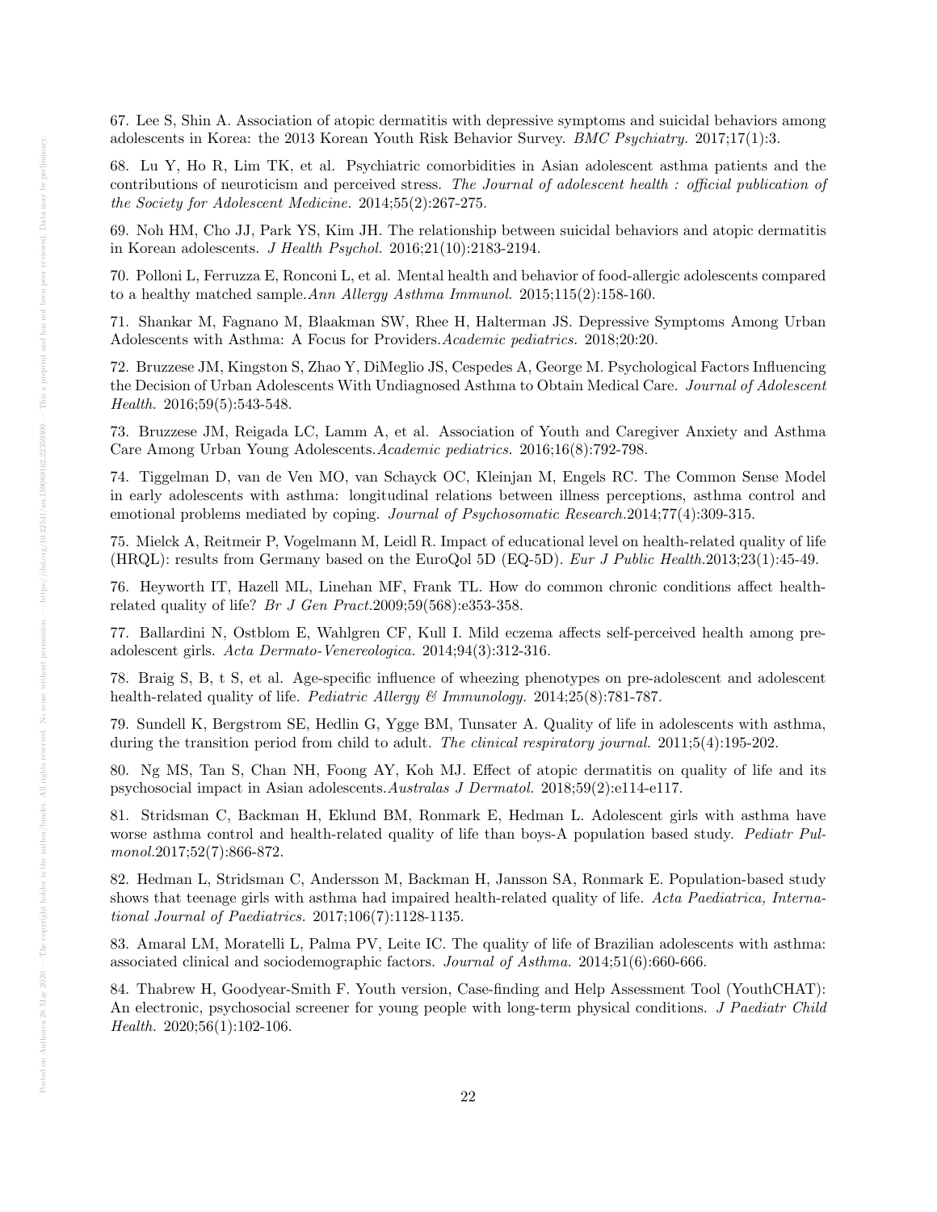67. Lee S, Shin A. Association of atopic dermatitis with depressive symptoms and suicidal behaviors among adolescents in Korea: the 2013 Korean Youth Risk Behavior Survey. *BMC Psychiatry.* 2017;17(1):3.

68. Lu Y, Ho R, Lim TK, et al. Psychiatric comorbidities in Asian adolescent asthma patients and the contributions of neuroticism and perceived stress. *The Journal of adolescent health : official publication of the Society for Adolescent Medicine.* 2014;55(2):267-275.

69. Noh HM, Cho JJ, Park YS, Kim JH. The relationship between suicidal behaviors and atopic dermatitis in Korean adolescents. *J Health Psychol.* 2016;21(10):2183-2194.

70. Polloni L, Ferruzza E, Ronconi L, et al. Mental health and behavior of food-allergic adolescents compared to a healthy matched sample.*Ann Allergy Asthma Immunol.* 2015;115(2):158-160.

71. Shankar M, Fagnano M, Blaakman SW, Rhee H, Halterman JS. Depressive Symptoms Among Urban Adolescents with Asthma: A Focus for Providers.*Academic pediatrics.* 2018;20:20.

72. Bruzzese JM, Kingston S, Zhao Y, DiMeglio JS, Cespedes A, George M. Psychological Factors Influencing the Decision of Urban Adolescents With Undiagnosed Asthma to Obtain Medical Care. *Journal of Adolescent Health.* 2016;59(5):543-548.

73. Bruzzese JM, Reigada LC, Lamm A, et al. Association of Youth and Caregiver Anxiety and Asthma Care Among Urban Young Adolescents.*Academic pediatrics.* 2016;16(8):792-798.

74. Tiggelman D, van de Ven MO, van Schayck OC, Kleinjan M, Engels RC. The Common Sense Model in early adolescents with asthma: longitudinal relations between illness perceptions, asthma control and emotional problems mediated by coping. *Journal of Psychosomatic Research.*2014;77(4):309-315.

75. Mielck A, Reitmeir P, Vogelmann M, Leidl R. Impact of educational level on health-related quality of life (HRQL): results from Germany based on the EuroQol 5D (EQ-5D). *Eur J Public Health.*2013;23(1):45-49.

76. Heyworth IT, Hazell ML, Linehan MF, Frank TL. How do common chronic conditions affect health-related quality of life? *Br J Gen Pract.*2009;59(568):e353-358.

77. Ballardini N, Ostblom E, Wahlgren CF, Kull I. Mild eczema affects self-perceived health among pre-adolescent girls. *Acta Dermato-Venereologica.* 2014;94(3):312-316.

78. Braig S, B, t S, et al. Age-specific influence of wheezing phenotypes on pre-adolescent and adolescent health-related quality of life. *Pediatric Allergy & Immunology.* 2014;25(8):781-787.

79. Sundell K, Bergstrom SE, Hedlin G, Ygge BM, Tunsater A. Quality of life in adolescents with asthma, during the transition period from child to adult. *The clinical respiratory journal.* 2011;5(4):195-202.

80. Ng MS, Tan S, Chan NH, Foong AY, Koh MJ. Effect of atopic dermatitis on quality of life and its psychosocial impact in Asian adolescents.*Australas J Dermatol.* 2018;59(2):e114-e117.

81. Stridsman C, Backman H, Eklund BM, Ronmark E, Hedman L. Adolescent girls with asthma have worse asthma control and health-related quality of life than boys-A population based study. *Pediatr Pulmonol.*2017;52(7):866-872.

82. Hedman L, Stridsman C, Andersson M, Backman H, Jansson SA, Ronmark E. Population-based study shows that teenage girls with asthma had impaired health-related quality of life. *Acta Paediatrica, International Journal of Paediatrics.* 2017;106(7):1128-1135.

83. Amaral LM, Moratelli L, Palma PV, Leite IC. The quality of life of Brazilian adolescents with asthma: associated clinical and sociodemographic factors. *Journal of Asthma.* 2014;51(6):660-666.

84. Thabrew H, Goodyear-Smith F. Youth version, Case-finding and Help Assessment Tool (YouthCHAT): An electronic, psychosocial screener for young people with long-term physical conditions. *J Paediatr Child Health.* 2020;56(1):102-106.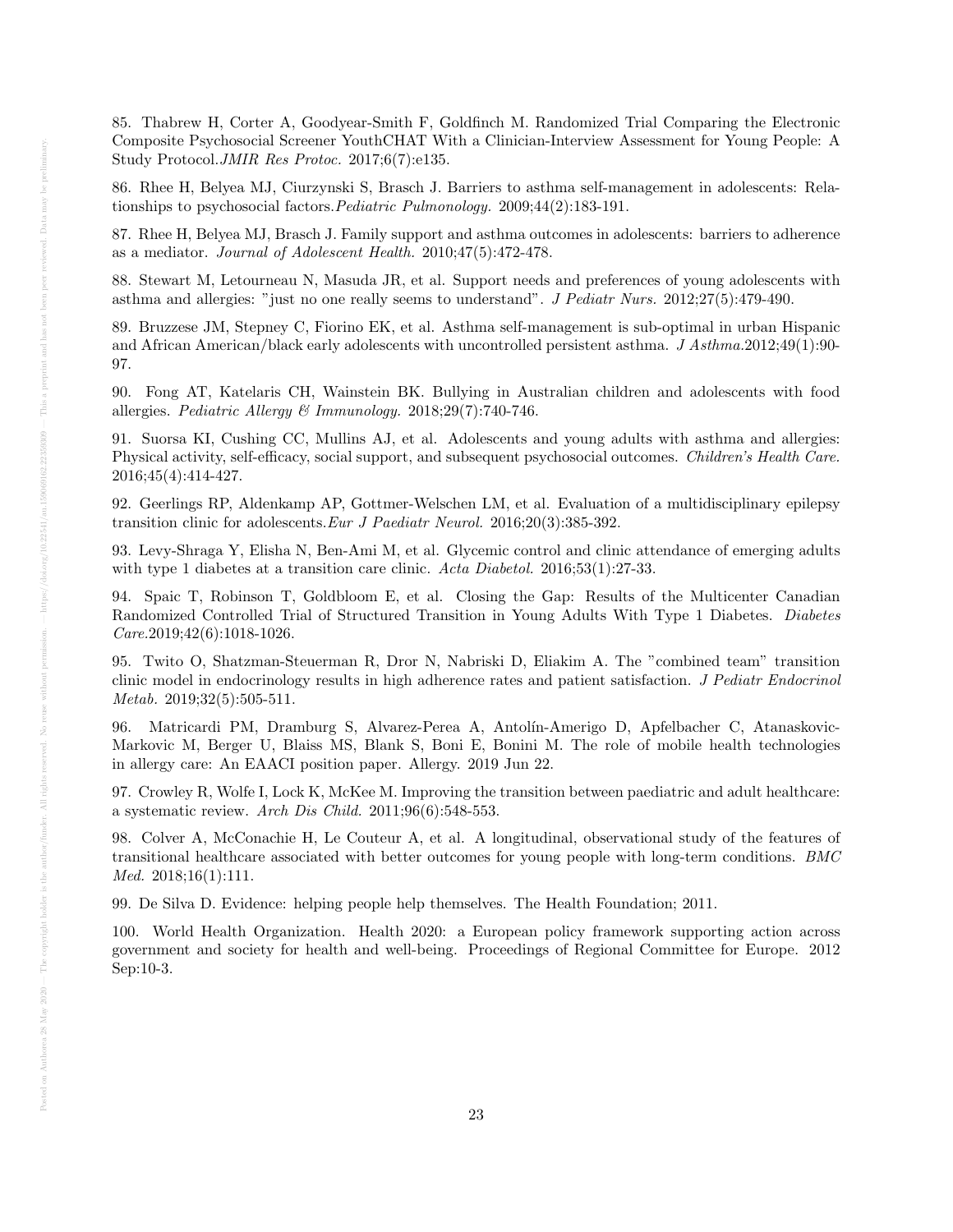85. Thabrew H, Corter A, Goodyear-Smith F, Goldfinch M. Randomized Trial Comparing the Electronic Composite Psychosocial Screener YouthCHAT With a Clinician-Interview Assessment for Young People: A Study Protocol.*JMIR Res Protoc.* 2017;6(7):e135.

86. Rhee H, Belyea MJ, Ciurzynski S, Brasch J. Barriers to asthma self-management in adolescents: Relationships to psychosocial factors.*Pediatric Pulmonology.* 2009;44(2):183-191.

87. Rhee H, Belyea MJ, Brasch J. Family support and asthma outcomes in adolescents: barriers to adherence as a mediator. *Journal of Adolescent Health.* 2010;47(5):472-478.

88. Stewart M, Letourneau N, Masuda JR, et al. Support needs and preferences of young adolescents with asthma and allergies: "just no one really seems to understand". *J Pediatr Nurs.* 2012;27(5):479-490.

89. Bruzzese JM, Stepney C, Fiorino EK, et al. Asthma self-management is sub-optimal in urban Hispanic and African American/black early adolescents with uncontrolled persistent asthma. *J Asthma.*2012;49(1):90-97.

90. Fong AT, Katelaris CH, Wainstein BK. Bullying in Australian children and adolescents with food allergies. *Pediatric Allergy & Immunology.* 2018;29(7):740-746.

91. Suorsa KI, Cushing CC, Mullins AJ, et al. Adolescents and young adults with asthma and allergies: Physical activity, self-efficacy, social support, and subsequent psychosocial outcomes. *Children's Health Care.* 2016;45(4):414-427.

92. Geerlings RP, Aldenkamp AP, Gottmer-Welschen LM, et al. Evaluation of a multidisciplinary epilepsy transition clinic for adolescents.*Eur J Paediatr Neurol.* 2016;20(3):385-392.

93. Levy-Shraga Y, Elisha N, Ben-Ami M, et al. Glycemic control and clinic attendance of emerging adults with type 1 diabetes at a transition care clinic. *Acta Diabetol.* 2016;53(1):27-33.

94. Spaic T, Robinson T, Goldbloom E, et al. Closing the Gap: Results of the Multicenter Canadian Randomized Controlled Trial of Structured Transition in Young Adults With Type 1 Diabetes. *Diabetes Care.*2019;42(6):1018-1026.

95. Twito O, Shatzman-Steuerman R, Dror N, Nabriski D, Eliakim A. The "combined team" transition clinic model in endocrinology results in high adherence rates and patient satisfaction. *J Pediatr Endocrinol Metab.* 2019;32(5):505-511.

96. Matricardi PM, Dramburg S, Alvarez-Perea A, Antolín-Amerigo D, Apfelbacher C, Atanaskovic-Markovic M, Berger U, Blaiss MS, Blank S, Boni E, Bonini M. The role of mobile health technologies in allergy care: An EAACI position paper. Allergy. 2019 Jun 22.

97. Crowley R, Wolfe I, Lock K, McKee M. Improving the transition between paediatric and adult healthcare: a systematic review. *Arch Dis Child.* 2011;96(6):548-553.

98. Colver A, McConachie H, Le Couteur A, et al. A longitudinal, observational study of the features of transitional healthcare associated with better outcomes for young people with long-term conditions. *BMC Med.* 2018;16(1):111.

99. De Silva D. Evidence: helping people help themselves. The Health Foundation; 2011.

100. World Health Organization. Health 2020: a European policy framework supporting action across government and society for health and well-being. Proceedings of Regional Committee for Europe. 2012 Sep:10-3.